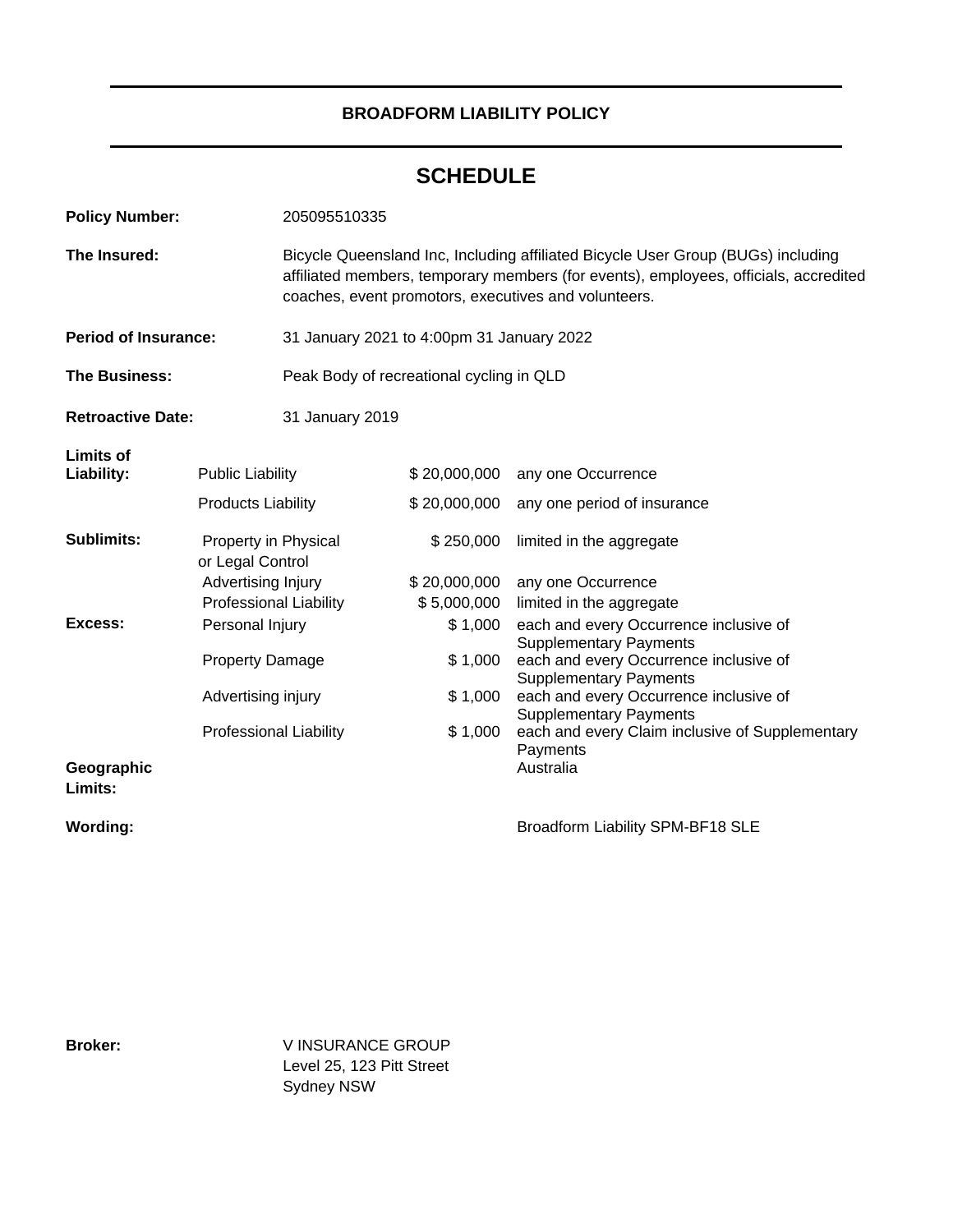# BROADFORM LIABILITY POLICY

## SCHEDULE

**Policy Number:** 205095510335

**The Insured:** Bicycle Queensland Inc, Including affiliated Bicycle User Group (BUGs) including affiliated members, temporary members (for events), employees, officials, accredited coaches, event promotors, executives and volunteers.

**Period of Insurance:** 31 January 2021 to 4:00pm 31 January 2022

**The Business:** Peak Body of recreational cycling in QLD

**Retroactive Date:** 31 January 2019

| | | | |
|---|---|---|---|
| **Limits of Liability:** | Public Liability | $ 20,000,000 | any one Occurrence |
| | Products Liability | $ 20,000,000 | any one period of insurance |
| **Sublimits:** | Property in Physical or Legal Control | $ 250,000 | limited in the aggregate |
| | Advertising Injury | $ 20,000,000 | any one Occurrence |
| | Professional Liability | $ 5,000,000 | limited in the aggregate |
| **Excess:** | Personal Injury | $ 1,000 | each and every Occurrence inclusive of Supplementary Payments |
| | Property Damage | $ 1,000 | each and every Occurrence inclusive of Supplementary Payments |
| | Advertising injury | $ 1,000 | each and every Occurrence inclusive of Supplementary Payments |
| | Professional Liability | $ 1,000 | each and every Claim inclusive of Supplementary Payments |
| **Geographic Limits:** | | | Australia |
| **Wording:** | | | Broadform Liability SPM-BF18 SLE |

**Broker:** V INSURANCE GROUP
Level 25, 123 Pitt Street
Sydney NSW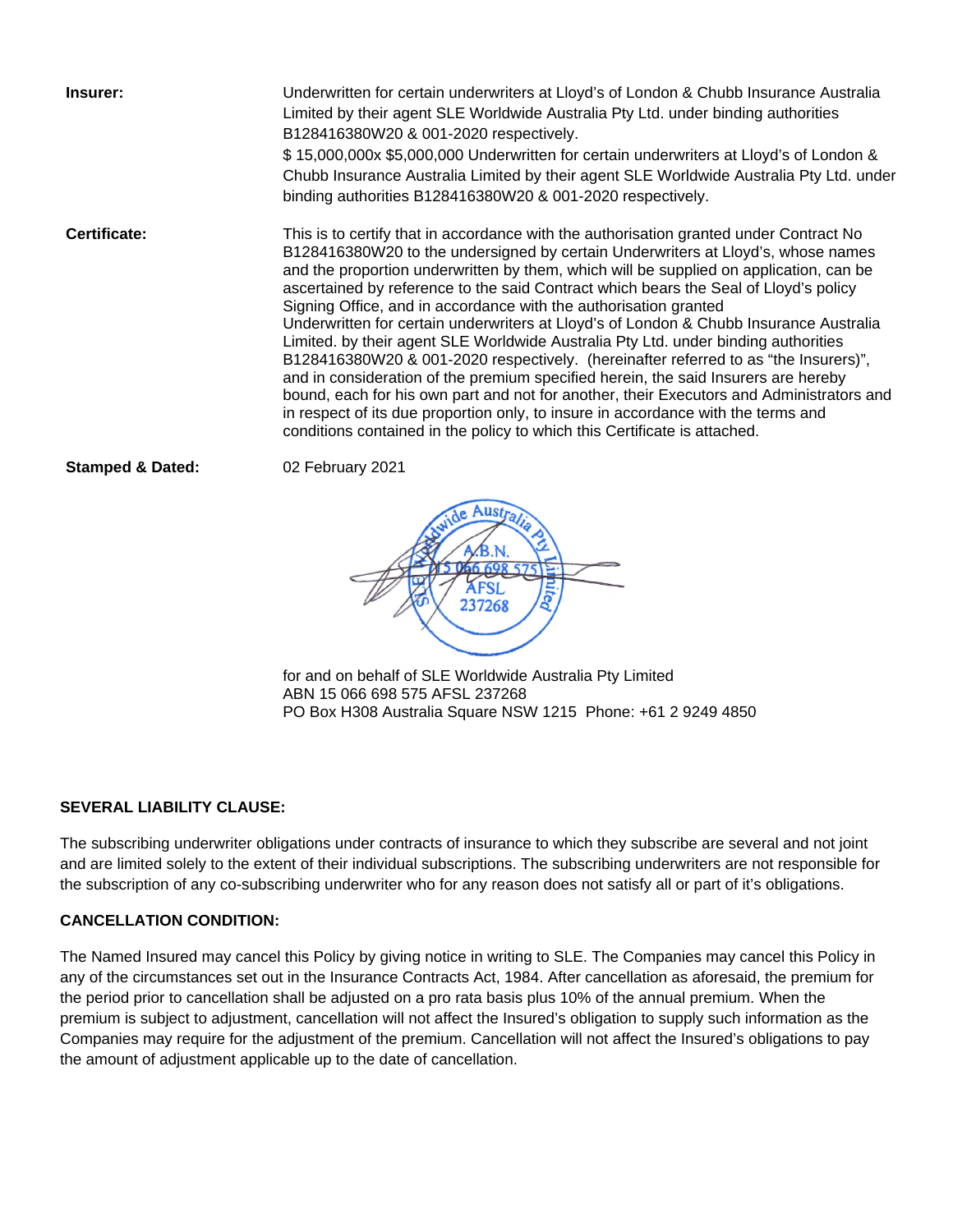**Insurer:**

Underwritten for certain underwriters at Lloyd's of London & Chubb Insurance Australia Limited by their agent SLE Worldwide Australia Pty Ltd. under binding authorities B128416380W20 & 001-2020 respectively.

$ 15,000,000x $5,000,000 Underwritten for certain underwriters at Lloyd's of London & Chubb Insurance Australia Limited by their agent SLE Worldwide Australia Pty Ltd. under binding authorities B128416380W20 & 001-2020 respectively.

**Certificate:**

This is to certify that in accordance with the authorisation granted under Contract No B128416380W20 to the undersigned by certain Underwriters at Lloyd's, whose names and the proportion underwritten by them, which will be supplied on application, can be ascertained by reference to the said Contract which bears the Seal of Lloyd's policy Signing Office, and in accordance with the authorisation granted Underwritten for certain underwriters at Lloyd's of London & Chubb Insurance Australia Limited. by their agent SLE Worldwide Australia Pty Ltd. under binding authorities B128416380W20 & 001-2020 respectively. (hereinafter referred to as "the Insurers)", and in consideration of the premium specified herein, the said Insurers are hereby bound, each for his own part and not for another, their Executors and Administrators and in respect of its due proportion only, to insure in accordance with the terms and conditions contained in the policy to which this Certificate is attached.

**Stamped & Dated:**

02 February 2021

SLE Worldwide Australia Pty Limited A.B.N. 15 066 698 575 AFSL 237268

for and on behalf of SLE Worldwide Australia Pty Limited
ABN 15 066 698 575 AFSL 237268
PO Box H308 Australia Square NSW 1215 Phone: +61 2 9249 4850

**SEVERAL LIABILITY CLAUSE:**

The subscribing underwriter obligations under contracts of insurance to which they subscribe are several and not joint and are limited solely to the extent of their individual subscriptions. The subscribing underwriters are not responsible for the subscription of any co-subscribing underwriter who for any reason does not satisfy all or part of it's obligations.

**CANCELLATION CONDITION:**

The Named Insured may cancel this Policy by giving notice in writing to SLE. The Companies may cancel this Policy in any of the circumstances set out in the Insurance Contracts Act, 1984. After cancellation as aforesaid, the premium for the period prior to cancellation shall be adjusted on a pro rata basis plus 10% of the annual premium. When the premium is subject to adjustment, cancellation will not affect the Insured's obligation to supply such information as the Companies may require for the adjustment of the premium. Cancellation will not affect the Insured's obligations to pay the amount of adjustment applicable up to the date of cancellation.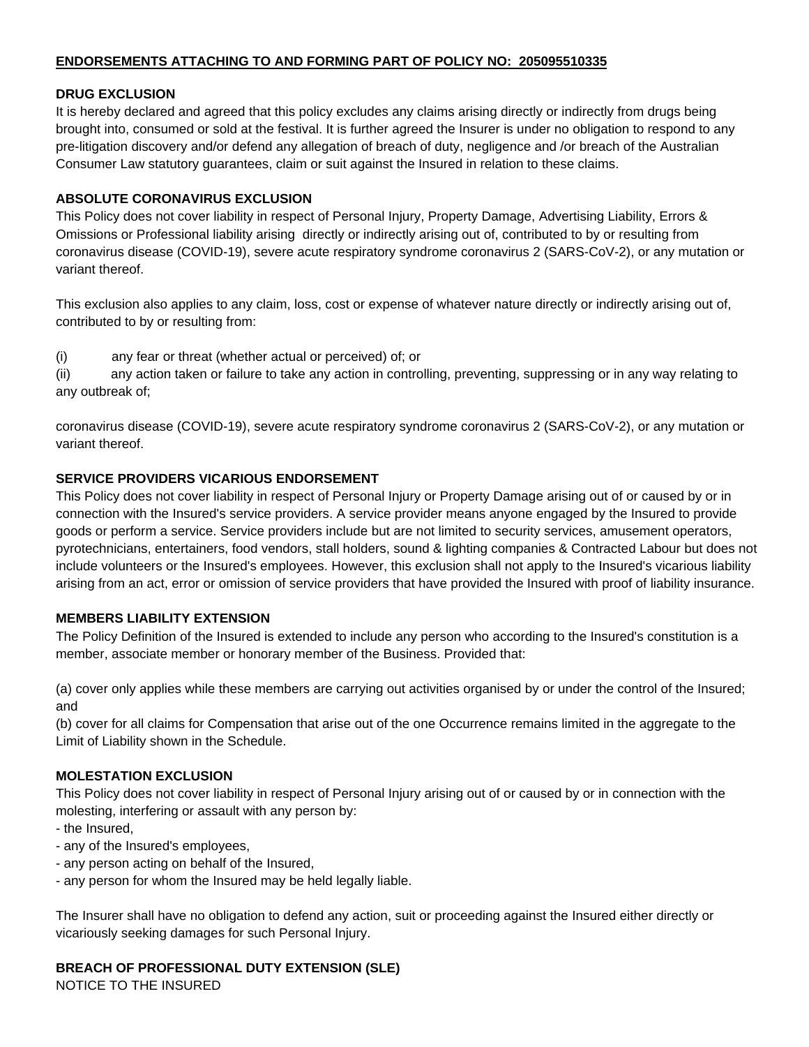**ENDORSEMENTS ATTACHING TO AND FORMING PART OF POLICY NO: 205095510335**

**DRUG EXCLUSION**

It is hereby declared and agreed that this policy excludes any claims arising directly or indirectly from drugs being brought into, consumed or sold at the festival. It is further agreed the Insurer is under no obligation to respond to any pre-litigation discovery and/or defend any allegation of breach of duty, negligence and /or breach of the Australian Consumer Law statutory guarantees, claim or suit against the Insured in relation to these claims.

**ABSOLUTE CORONAVIRUS EXCLUSION**

This Policy does not cover liability in respect of Personal Injury, Property Damage, Advertising Liability, Errors & Omissions or Professional liability arising directly or indirectly arising out of, contributed to by or resulting from coronavirus disease (COVID-19), severe acute respiratory syndrome coronavirus 2 (SARS-CoV-2), or any mutation or variant thereof.

This exclusion also applies to any claim, loss, cost or expense of whatever nature directly or indirectly arising out of, contributed to by or resulting from:

(i) any fear or threat (whether actual or perceived) of; or

(ii) any action taken or failure to take any action in controlling, preventing, suppressing or in any way relating to any outbreak of;

coronavirus disease (COVID-19), severe acute respiratory syndrome coronavirus 2 (SARS-CoV-2), or any mutation or variant thereof.

**SERVICE PROVIDERS VICARIOUS ENDORSEMENT**

This Policy does not cover liability in respect of Personal Injury or Property Damage arising out of or caused by or in connection with the Insured's service providers. A service provider means anyone engaged by the Insured to provide goods or perform a service. Service providers include but are not limited to security services, amusement operators, pyrotechnicians, entertainers, food vendors, stall holders, sound & lighting companies & Contracted Labour but does not include volunteers or the Insured's employees. However, this exclusion shall not apply to the Insured's vicarious liability arising from an act, error or omission of service providers that have provided the Insured with proof of liability insurance.

**MEMBERS LIABILITY EXTENSION**

The Policy Definition of the Insured is extended to include any person who according to the Insured's constitution is a member, associate member or honorary member of the Business. Provided that:

(a) cover only applies while these members are carrying out activities organised by or under the control of the Insured; and

(b) cover for all claims for Compensation that arise out of the one Occurrence remains limited in the aggregate to the Limit of Liability shown in the Schedule.

**MOLESTATION EXCLUSION**

This Policy does not cover liability in respect of Personal Injury arising out of or caused by or in connection with the molesting, interfering or assault with any person by:

- the Insured,
- any of the Insured's employees,
- any person acting on behalf of the Insured,
- any person for whom the Insured may be held legally liable.

The Insurer shall have no obligation to defend any action, suit or proceeding against the Insured either directly or vicariously seeking damages for such Personal Injury.

**BREACH OF PROFESSIONAL DUTY EXTENSION (SLE)**

NOTICE TO THE INSURED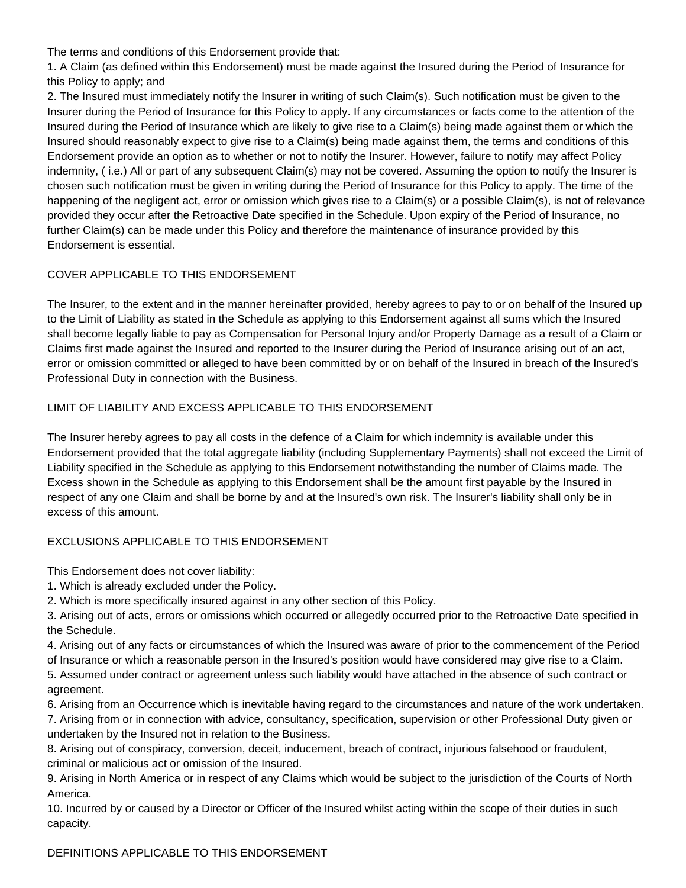The terms and conditions of this Endorsement provide that:

1. A Claim (as defined within this Endorsement) must be made against the Insured during the Period of Insurance for this Policy to apply; and
2. The Insured must immediately notify the Insurer in writing of such Claim(s). Such notification must be given to the Insurer during the Period of Insurance for this Policy to apply. If any circumstances or facts come to the attention of the Insured during the Period of Insurance which are likely to give rise to a Claim(s) being made against them or which the Insured should reasonably expect to give rise to a Claim(s) being made against them, the terms and conditions of this Endorsement provide an option as to whether or not to notify the Insurer. However, failure to notify may affect Policy indemnity, ( i.e.) All or part of any subsequent Claim(s) may not be covered. Assuming the option to notify the Insurer is chosen such notification must be given in writing during the Period of Insurance for this Policy to apply. The time of the happening of the negligent act, error or omission which gives rise to a Claim(s) or a possible Claim(s), is not of relevance provided they occur after the Retroactive Date specified in the Schedule. Upon expiry of the Period of Insurance, no further Claim(s) can be made under this Policy and therefore the maintenance of insurance provided by this Endorsement is essential.

## COVER APPLICABLE TO THIS ENDORSEMENT

The Insurer, to the extent and in the manner hereinafter provided, hereby agrees to pay to or on behalf of the Insured up to the Limit of Liability as stated in the Schedule as applying to this Endorsement against all sums which the Insured shall become legally liable to pay as Compensation for Personal Injury and/or Property Damage as a result of a Claim or Claims first made against the Insured and reported to the Insurer during the Period of Insurance arising out of an act, error or omission committed or alleged to have been committed by or on behalf of the Insured in breach of the Insured's Professional Duty in connection with the Business.

## LIMIT OF LIABILITY AND EXCESS APPLICABLE TO THIS ENDORSEMENT

The Insurer hereby agrees to pay all costs in the defence of a Claim for which indemnity is available under this Endorsement provided that the total aggregate liability (including Supplementary Payments) shall not exceed the Limit of Liability specified in the Schedule as applying to this Endorsement notwithstanding the number of Claims made. The Excess shown in the Schedule as applying to this Endorsement shall be the amount first payable by the Insured in respect of any one Claim and shall be borne by and at the Insured's own risk. The Insurer's liability shall only be in excess of this amount.

## EXCLUSIONS APPLICABLE TO THIS ENDORSEMENT

This Endorsement does not cover liability:

1. Which is already excluded under the Policy.
2. Which is more specifically insured against in any other section of this Policy.
3. Arising out of acts, errors or omissions which occurred or allegedly occurred prior to the Retroactive Date specified in the Schedule.
4. Arising out of any facts or circumstances of which the Insured was aware of prior to the commencement of the Period of Insurance or which a reasonable person in the Insured's position would have considered may give rise to a Claim.
5. Assumed under contract or agreement unless such liability would have attached in the absence of such contract or agreement.
6. Arising from an Occurrence which is inevitable having regard to the circumstances and nature of the work undertaken.
7. Arising from or in connection with advice, consultancy, specification, supervision or other Professional Duty given or undertaken by the Insured not in relation to the Business.
8. Arising out of conspiracy, conversion, deceit, inducement, breach of contract, injurious falsehood or fraudulent, criminal or malicious act or omission of the Insured.
9. Arising in North America or in respect of any Claims which would be subject to the jurisdiction of the Courts of North America.
10. Incurred by or caused by a Director or Officer of the Insured whilst acting within the scope of their duties in such capacity.

## DEFINITIONS APPLICABLE TO THIS ENDORSEMENT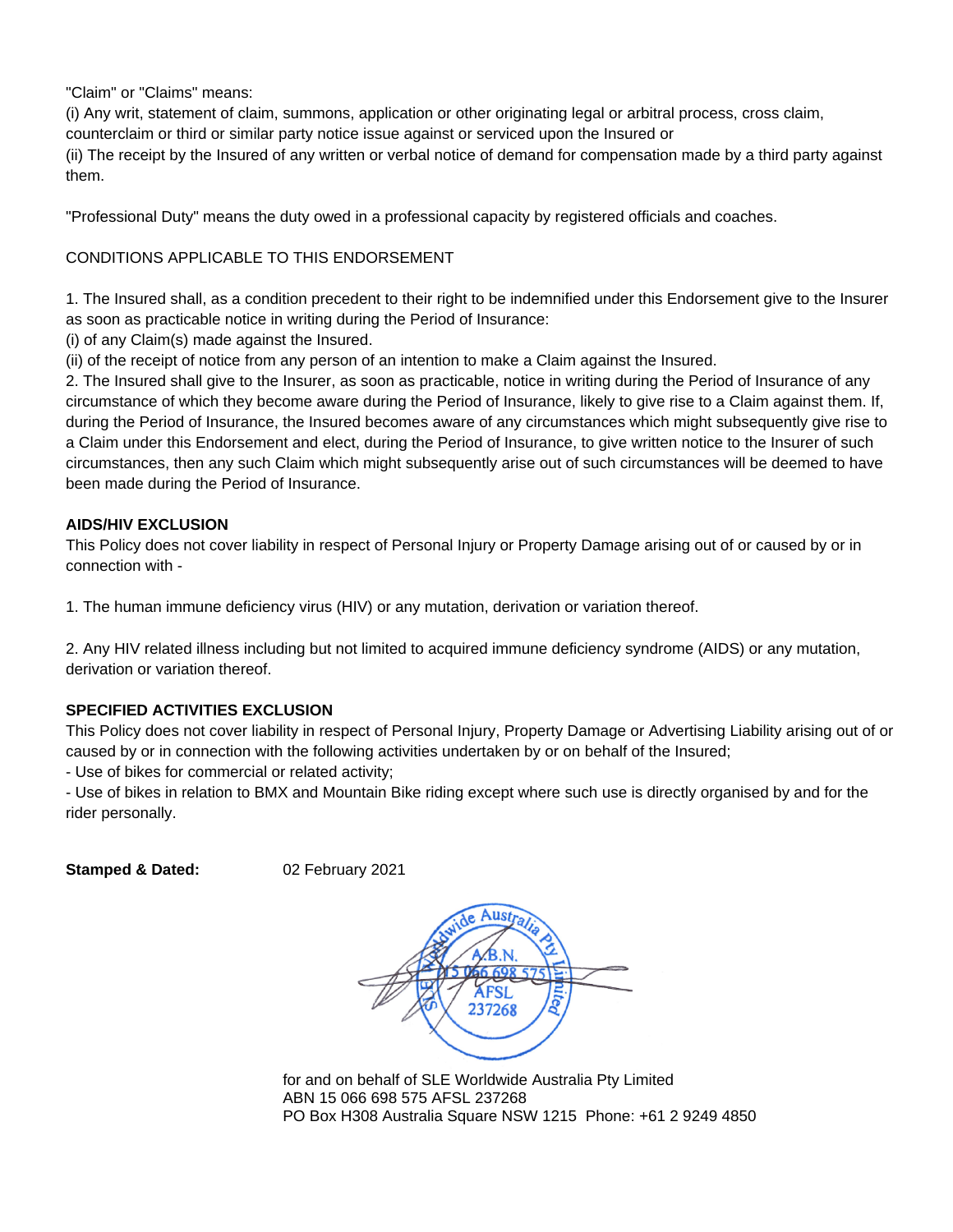"Claim" or "Claims" means:
(i) Any writ, statement of claim, summons, application or other originating legal or arbitral process, cross claim, counterclaim or third or similar party notice issue against or serviced upon the Insured or
(ii) The receipt by the Insured of any written or verbal notice of demand for compensation made by a third party against them.

"Professional Duty" means the duty owed in a professional capacity by registered officials and coaches.

CONDITIONS APPLICABLE TO THIS ENDORSEMENT

1. The Insured shall, as a condition precedent to their right to be indemnified under this Endorsement give to the Insurer as soon as practicable notice in writing during the Period of Insurance:
(i) of any Claim(s) made against the Insured.
(ii) of the receipt of notice from any person of an intention to make a Claim against the Insured.
2. The Insured shall give to the Insurer, as soon as practicable, notice in writing during the Period of Insurance of any circumstance of which they become aware during the Period of Insurance, likely to give rise to a Claim against them. If, during the Period of Insurance, the Insured becomes aware of any circumstances which might subsequently give rise to a Claim under this Endorsement and elect, during the Period of Insurance, to give written notice to the Insurer of such circumstances, then any such Claim which might subsequently arise out of such circumstances will be deemed to have been made during the Period of Insurance.

**AIDS/HIV EXCLUSION**

This Policy does not cover liability in respect of Personal Injury or Property Damage arising out of or caused by or in connection with -

1. The human immune deficiency virus (HIV) or any mutation, derivation or variation thereof.

2. Any HIV related illness including but not limited to acquired immune deficiency syndrome (AIDS) or any mutation, derivation or variation thereof.

**SPECIFIED ACTIVITIES EXCLUSION**

This Policy does not cover liability in respect of Personal Injury, Property Damage or Advertising Liability arising out of or caused by or in connection with the following activities undertaken by or on behalf of the Insured;
- Use of bikes for commercial or related activity;
- Use of bikes in relation to BMX and Mountain Bike riding except where such use is directly organised by and for the rider personally.

**Stamped & Dated:** 02 February 2021

SLE Worldwide Australia Pty Limited A.B.N. 15 066 698 575 AFSL 237268

for and on behalf of SLE Worldwide Australia Pty Limited
ABN 15 066 698 575 AFSL 237268
PO Box H308 Australia Square NSW 1215 Phone: +61 2 9249 4850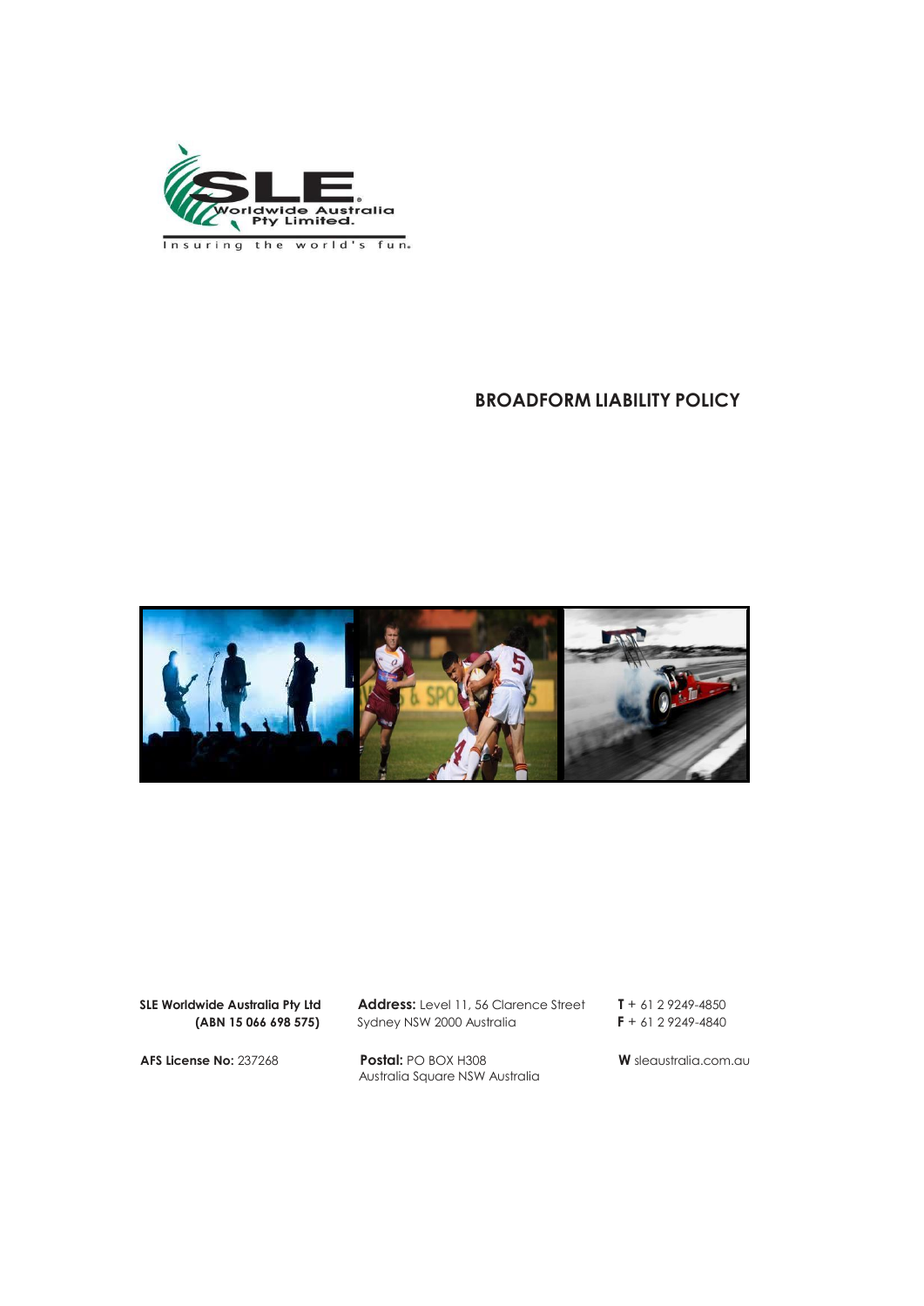SLE Worldwide Australia Pty Limited.

Insuring the world's fun.

# BROADFORM LIABILITY POLICY

**SLE Worldwide Australia Pty Ltd (ABN 15 066 698 575)**

**AFS License No:** 237268

**Address:** Level 11, 56 Clarence Street
Sydney NSW 2000 Australia

**Postal:** PO BOX H308
Australia Square NSW Australia

**T** + 61 2 9249-4850
**F** + 61 2 9249-4840

**W** sleaustralia.com.au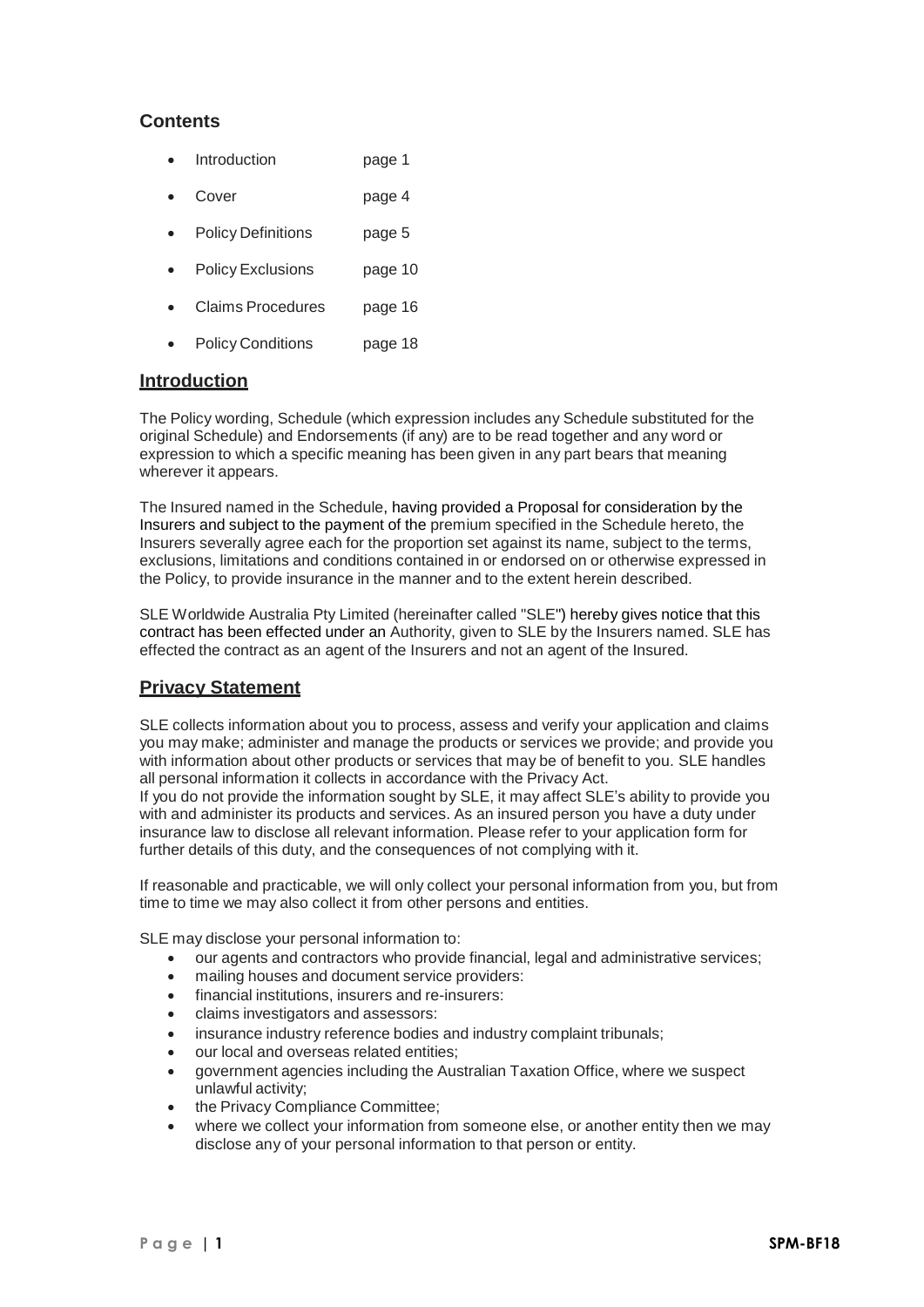## Contents

- Introduction page 1
- Cover page 4
- Policy Definitions page 5
- Policy Exclusions page 10
- Claims Procedures page 16
- Policy Conditions page 18

## Introduction

The Policy wording, Schedule (which expression includes any Schedule substituted for the original Schedule) and Endorsements (if any) are to be read together and any word or expression to which a specific meaning has been given in any part bears that meaning wherever it appears.

The Insured named in the Schedule, having provided a Proposal for consideration by the Insurers and subject to the payment of the premium specified in the Schedule hereto, the Insurers severally agree each for the proportion set against its name, subject to the terms, exclusions, limitations and conditions contained in or endorsed on or otherwise expressed in the Policy, to provide insurance in the manner and to the extent herein described.

SLE Worldwide Australia Pty Limited (hereinafter called "SLE") hereby gives notice that this contract has been effected under an Authority, given to SLE by the Insurers named. SLE has effected the contract as an agent of the Insurers and not an agent of the Insured.

## Privacy Statement

SLE collects information about you to process, assess and verify your application and claims you may make; administer and manage the products or services we provide; and provide you with information about other products or services that may be of benefit to you. SLE handles all personal information it collects in accordance with the Privacy Act.
If you do not provide the information sought by SLE, it may affect SLE's ability to provide you with and administer its products and services. As an insured person you have a duty under insurance law to disclose all relevant information. Please refer to your application form for further details of this duty, and the consequences of not complying with it.

If reasonable and practicable, we will only collect your personal information from you, but from time to time we may also collect it from other persons and entities.

SLE may disclose your personal information to:

- our agents and contractors who provide financial, legal and administrative services;
- mailing houses and document service providers:
- financial institutions, insurers and re-insurers:
- claims investigators and assessors:
- insurance industry reference bodies and industry complaint tribunals;
- our local and overseas related entities;
- government agencies including the Australian Taxation Office, where we suspect unlawful activity;
- the Privacy Compliance Committee;
- where we collect your information from someone else, or another entity then we may disclose any of your personal information to that person or entity.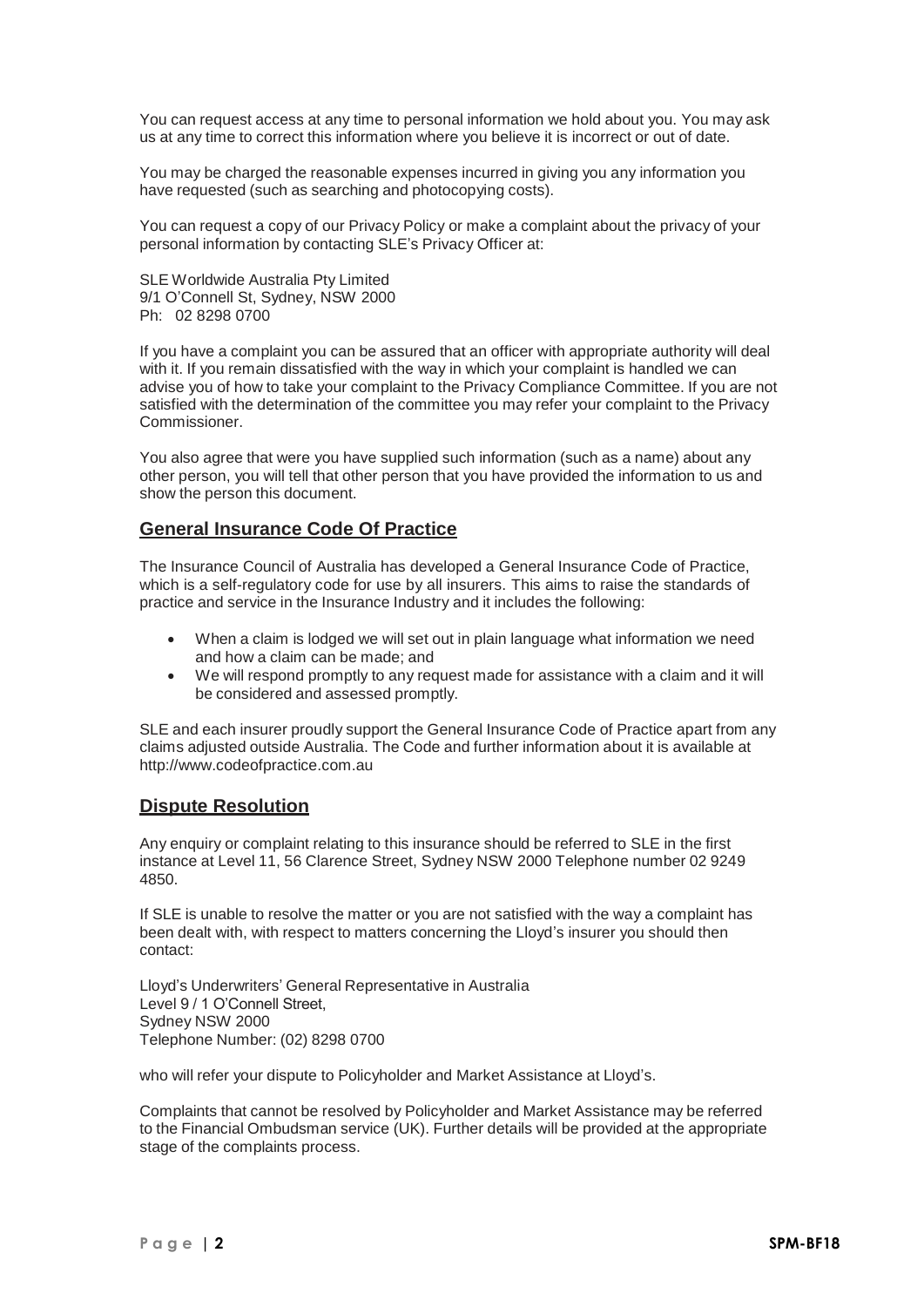You can request access at any time to personal information we hold about you. You may ask us at any time to correct this information where you believe it is incorrect or out of date.

You may be charged the reasonable expenses incurred in giving you any information you have requested (such as searching and photocopying costs).

You can request a copy of our Privacy Policy or make a complaint about the privacy of your personal information by contacting SLE's Privacy Officer at:

SLE Worldwide Australia Pty Limited
9/1 O'Connell St, Sydney, NSW 2000
Ph: 02 8298 0700

If you have a complaint you can be assured that an officer with appropriate authority will deal with it. If you remain dissatisfied with the way in which your complaint is handled we can advise you of how to take your complaint to the Privacy Compliance Committee. If you are not satisfied with the determination of the committee you may refer your complaint to the Privacy Commissioner.

You also agree that were you have supplied such information (such as a name) about any other person, you will tell that other person that you have provided the information to us and show the person this document.

## General Insurance Code Of Practice

The Insurance Council of Australia has developed a General Insurance Code of Practice, which is a self-regulatory code for use by all insurers. This aims to raise the standards of practice and service in the Insurance Industry and it includes the following:

- When a claim is lodged we will set out in plain language what information we need and how a claim can be made; and
- We will respond promptly to any request made for assistance with a claim and it will be considered and assessed promptly.

SLE and each insurer proudly support the General Insurance Code of Practice apart from any claims adjusted outside Australia. The Code and further information about it is available at http://www.codeofpractice.com.au

## Dispute Resolution

Any enquiry or complaint relating to this insurance should be referred to SLE in the first instance at Level 11, 56 Clarence Street, Sydney NSW 2000 Telephone number 02 9249 4850.

If SLE is unable to resolve the matter or you are not satisfied with the way a complaint has been dealt with, with respect to matters concerning the Lloyd's insurer you should then contact:

Lloyd's Underwriters' General Representative in Australia
Level 9 / 1 O'Connell Street,
Sydney NSW 2000
Telephone Number: (02) 8298 0700

who will refer your dispute to Policyholder and Market Assistance at Lloyd's.

Complaints that cannot be resolved by Policyholder and Market Assistance may be referred to the Financial Ombudsman service (UK). Further details will be provided at the appropriate stage of the complaints process.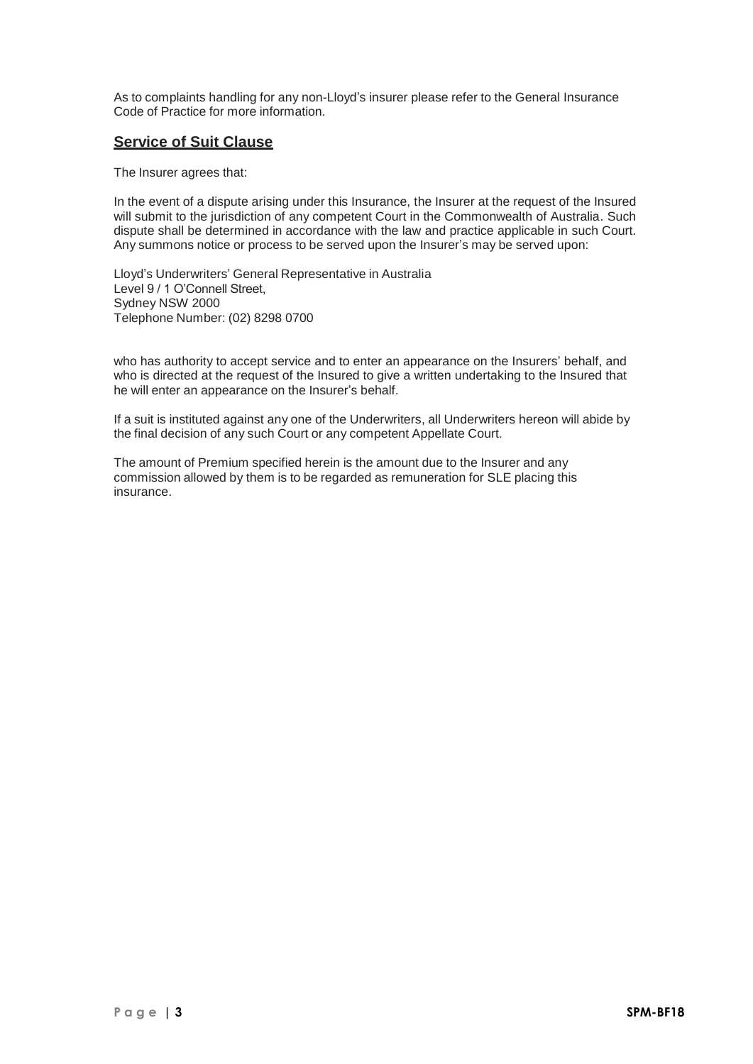As to complaints handling for any non-Lloyd's insurer please refer to the General Insurance Code of Practice for more information.

## Service of Suit Clause

The Insurer agrees that:

In the event of a dispute arising under this Insurance, the Insurer at the request of the Insured will submit to the jurisdiction of any competent Court in the Commonwealth of Australia. Such dispute shall be determined in accordance with the law and practice applicable in such Court. Any summons notice or process to be served upon the Insurer's may be served upon:

Lloyd's Underwriters' General Representative in Australia
Level 9 / 1 O'Connell Street,
Sydney NSW 2000
Telephone Number: (02) 8298 0700

who has authority to accept service and to enter an appearance on the Insurers' behalf, and who is directed at the request of the Insured to give a written undertaking to the Insured that he will enter an appearance on the Insurer's behalf.

If a suit is instituted against any one of the Underwriters, all Underwriters hereon will abide by the final decision of any such Court or any competent Appellate Court.

The amount of Premium specified herein is the amount due to the Insurer and any commission allowed by them is to be regarded as remuneration for SLE placing this insurance.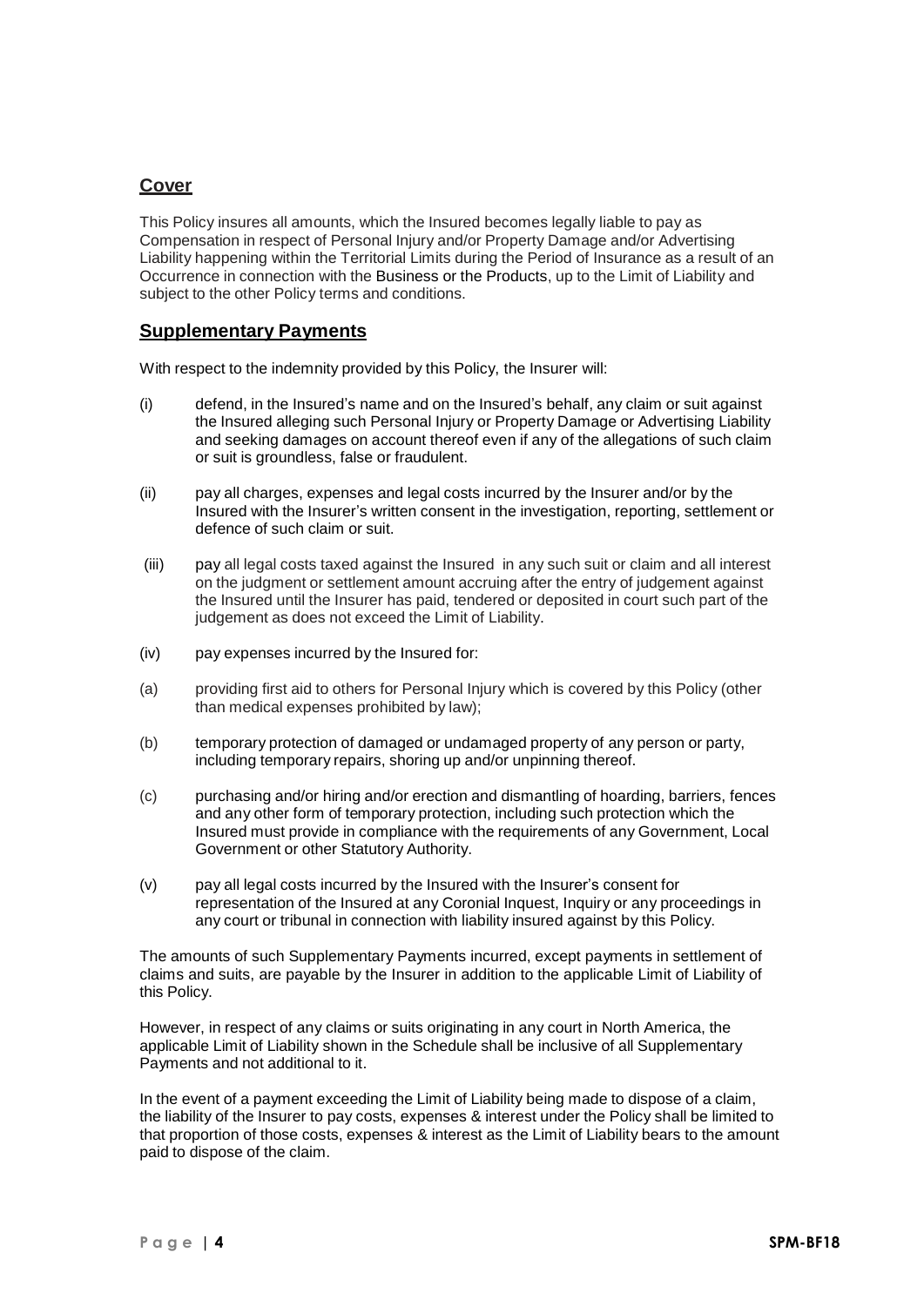## Cover

This Policy insures all amounts, which the Insured becomes legally liable to pay as Compensation in respect of Personal Injury and/or Property Damage and/or Advertising Liability happening within the Territorial Limits during the Period of Insurance as a result of an Occurrence in connection with the Business or the Products, up to the Limit of Liability and subject to the other Policy terms and conditions.

## Supplementary Payments

With respect to the indemnity provided by this Policy, the Insurer will:

(i) defend, in the Insured's name and on the Insured's behalf, any claim or suit against the Insured alleging such Personal Injury or Property Damage or Advertising Liability and seeking damages on account thereof even if any of the allegations of such claim or suit is groundless, false or fraudulent.

(ii) pay all charges, expenses and legal costs incurred by the Insurer and/or by the Insured with the Insurer's written consent in the investigation, reporting, settlement or defence of such claim or suit.

(iii) pay all legal costs taxed against the Insured in any such suit or claim and all interest on the judgment or settlement amount accruing after the entry of judgement against the Insured until the Insurer has paid, tendered or deposited in court such part of the judgement as does not exceed the Limit of Liability.

(iv) pay expenses incurred by the Insured for:

(a) providing first aid to others for Personal Injury which is covered by this Policy (other than medical expenses prohibited by law);

(b) temporary protection of damaged or undamaged property of any person or party, including temporary repairs, shoring up and/or unpinning thereof.

(c) purchasing and/or hiring and/or erection and dismantling of hoarding, barriers, fences and any other form of temporary protection, including such protection which the Insured must provide in compliance with the requirements of any Government, Local Government or other Statutory Authority.

(v) pay all legal costs incurred by the Insured with the Insurer's consent for representation of the Insured at any Coronial Inquest, Inquiry or any proceedings in any court or tribunal in connection with liability insured against by this Policy.

The amounts of such Supplementary Payments incurred, except payments in settlement of claims and suits, are payable by the Insurer in addition to the applicable Limit of Liability of this Policy.

However, in respect of any claims or suits originating in any court in North America, the applicable Limit of Liability shown in the Schedule shall be inclusive of all Supplementary Payments and not additional to it.

In the event of a payment exceeding the Limit of Liability being made to dispose of a claim, the liability of the Insurer to pay costs, expenses & interest under the Policy shall be limited to that proportion of those costs, expenses & interest as the Limit of Liability bears to the amount paid to dispose of the claim.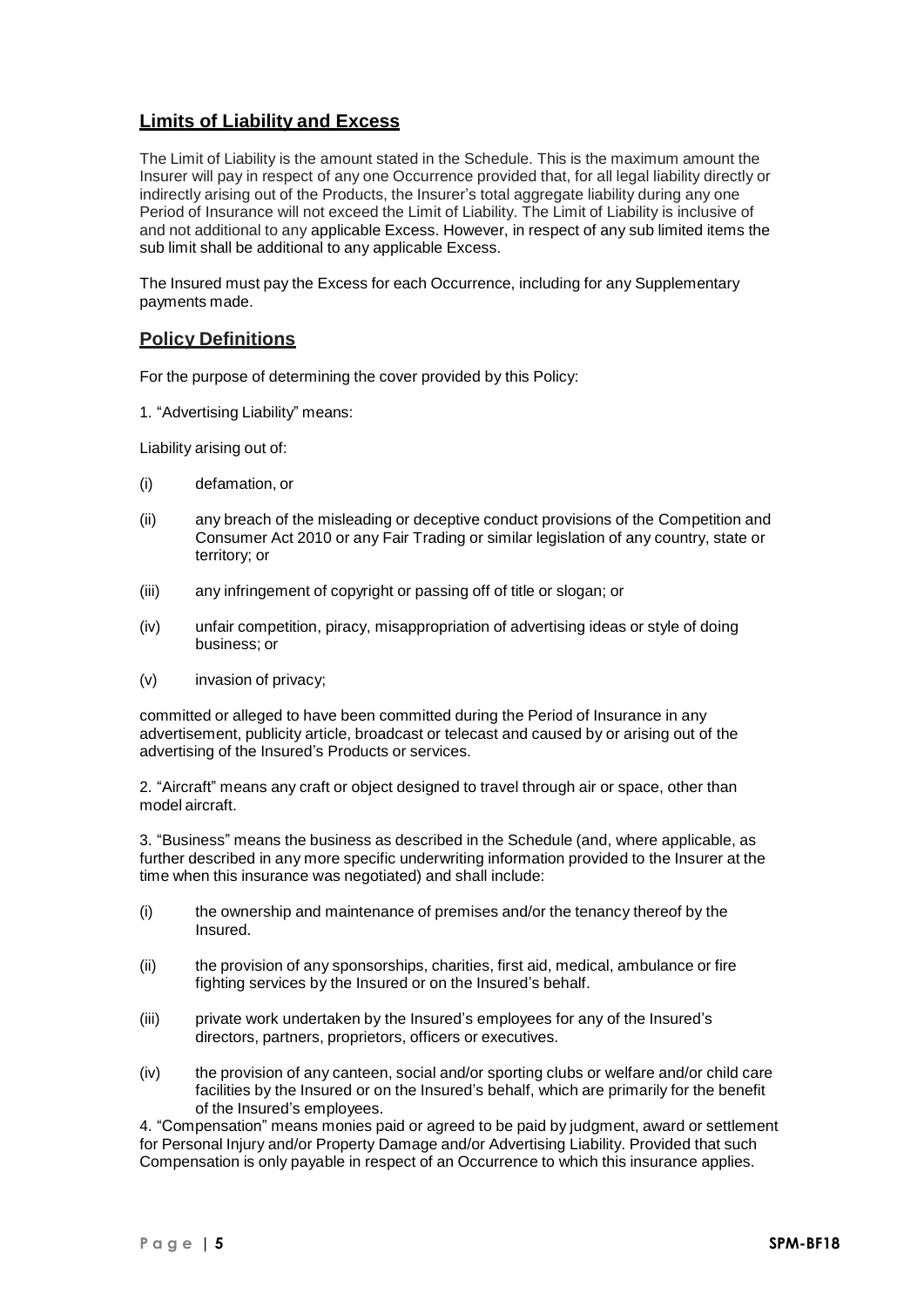## Limits of Liability and Excess

The Limit of Liability is the amount stated in the Schedule. This is the maximum amount the Insurer will pay in respect of any one Occurrence provided that, for all legal liability directly or indirectly arising out of the Products, the Insurer's total aggregate liability during any one Period of Insurance will not exceed the Limit of Liability. The Limit of Liability is inclusive of and not additional to any applicable Excess. However, in respect of any sub limited items the sub limit shall be additional to any applicable Excess.

The Insured must pay the Excess for each Occurrence, including for any Supplementary payments made.

## Policy Definitions

For the purpose of determining the cover provided by this Policy:

1. "Advertising Liability" means:

Liability arising out of:

(i) defamation, or

(ii) any breach of the misleading or deceptive conduct provisions of the Competition and Consumer Act 2010 or any Fair Trading or similar legislation of any country, state or territory; or

(iii) any infringement of copyright or passing off of title or slogan; or

(iv) unfair competition, piracy, misappropriation of advertising ideas or style of doing business; or

(v) invasion of privacy;

committed or alleged to have been committed during the Period of Insurance in any advertisement, publicity article, broadcast or telecast and caused by or arising out of the advertising of the Insured's Products or services.

2. "Aircraft" means any craft or object designed to travel through air or space, other than model aircraft.

3. "Business" means the business as described in the Schedule (and, where applicable, as further described in any more specific underwriting information provided to the Insurer at the time when this insurance was negotiated) and shall include:

(i) the ownership and maintenance of premises and/or the tenancy thereof by the Insured.

(ii) the provision of any sponsorships, charities, first aid, medical, ambulance or fire fighting services by the Insured or on the Insured's behalf.

(iii) private work undertaken by the Insured's employees for any of the Insured's directors, partners, proprietors, officers or executives.

(iv) the provision of any canteen, social and/or sporting clubs or welfare and/or child care facilities by the Insured or on the Insured's behalf, which are primarily for the benefit of the Insured's employees.

4. "Compensation" means monies paid or agreed to be paid by judgment, award or settlement for Personal Injury and/or Property Damage and/or Advertising Liability. Provided that such Compensation is only payable in respect of an Occurrence to which this insurance applies.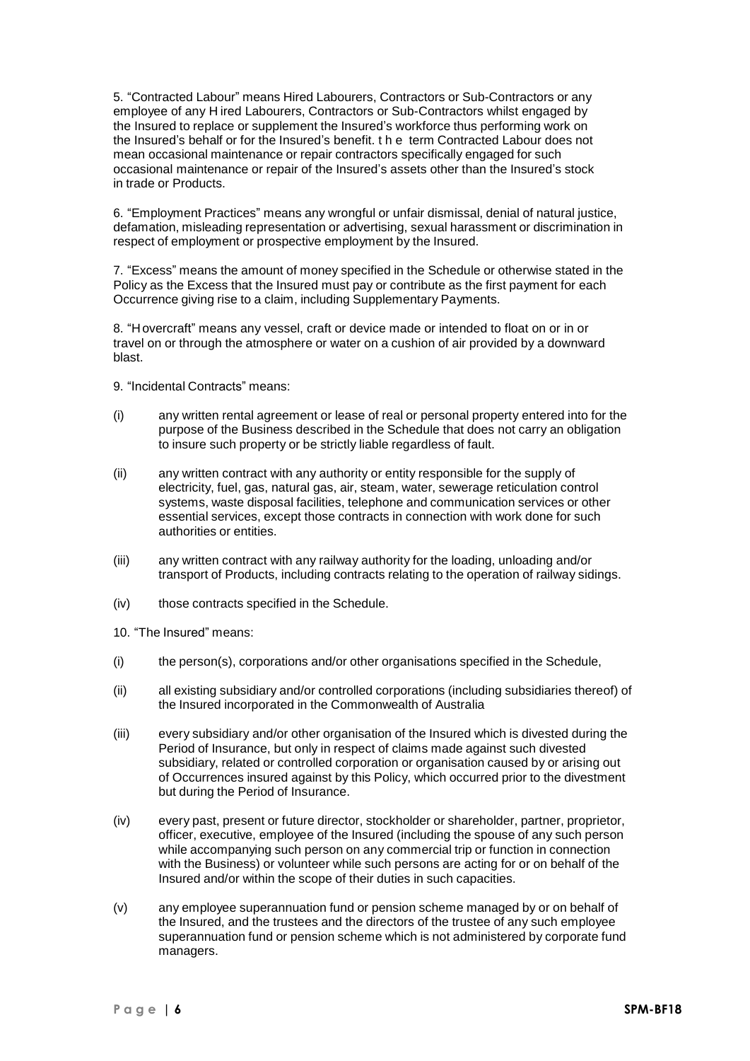5. “Contracted Labour” means Hired Labourers, Contractors or Sub-Contractors or any employee of any Hired Labourers, Contractors or Sub-Contractors whilst engaged by the Insured to replace or supplement the Insured’s workforce thus performing work on the Insured’s behalf or for the Insured’s benefit. the term Contracted Labour does not mean occasional maintenance or repair contractors specifically engaged for such occasional maintenance or repair of the Insured’s assets other than the Insured’s stock in trade or Products.

6. “Employment Practices” means any wrongful or unfair dismissal, denial of natural justice, defamation, misleading representation or advertising, sexual harassment or discrimination in respect of employment or prospective employment by the Insured.

7. “Excess” means the amount of money specified in the Schedule or otherwise stated in the Policy as the Excess that the Insured must pay or contribute as the first payment for each Occurrence giving rise to a claim, including Supplementary Payments.

8. “Hovercraft” means any vessel, craft or device made or intended to float on or in or travel on or through the atmosphere or water on a cushion of air provided by a downward blast.

9. “Incidental Contracts” means:

(i) any written rental agreement or lease of real or personal property entered into for the purpose of the Business described in the Schedule that does not carry an obligation to insure such property or be strictly liable regardless of fault.

(ii) any written contract with any authority or entity responsible for the supply of electricity, fuel, gas, natural gas, air, steam, water, sewerage reticulation control systems, waste disposal facilities, telephone and communication services or other essential services, except those contracts in connection with work done for such authorities or entities.

(iii) any written contract with any railway authority for the loading, unloading and/or transport of Products, including contracts relating to the operation of railway sidings.

(iv) those contracts specified in the Schedule.

10. “The Insured” means:

(i) the person(s), corporations and/or other organisations specified in the Schedule,

(ii) all existing subsidiary and/or controlled corporations (including subsidiaries thereof) of the Insured incorporated in the Commonwealth of Australia

(iii) every subsidiary and/or other organisation of the Insured which is divested during the Period of Insurance, but only in respect of claims made against such divested subsidiary, related or controlled corporation or organisation caused by or arising out of Occurrences insured against by this Policy, which occurred prior to the divestment but during the Period of Insurance.

(iv) every past, present or future director, stockholder or shareholder, partner, proprietor, officer, executive, employee of the Insured (including the spouse of any such person while accompanying such person on any commercial trip or function in connection with the Business) or volunteer while such persons are acting for or on behalf of the Insured and/or within the scope of their duties in such capacities.

(v) any employee superannuation fund or pension scheme managed by or on behalf of the Insured, and the trustees and the directors of the trustee of any such employee superannuation fund or pension scheme which is not administered by corporate fund managers.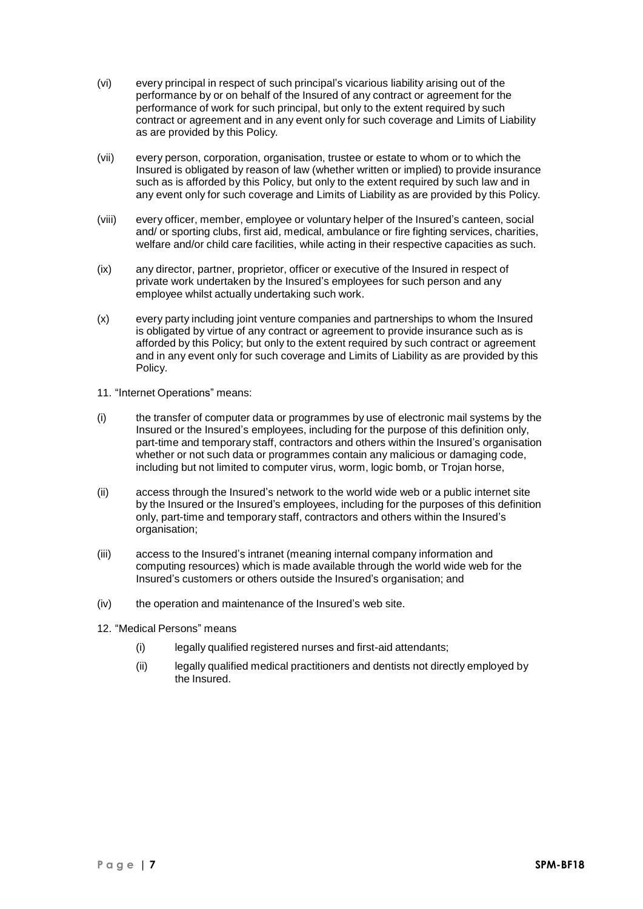(vi) every principal in respect of such principal's vicarious liability arising out of the performance by or on behalf of the Insured of any contract or agreement for the performance of work for such principal, but only to the extent required by such contract or agreement and in any event only for such coverage and Limits of Liability as are provided by this Policy.

(vii) every person, corporation, organisation, trustee or estate to whom or to which the Insured is obligated by reason of law (whether written or implied) to provide insurance such as is afforded by this Policy, but only to the extent required by such law and in any event only for such coverage and Limits of Liability as are provided by this Policy.

(viii) every officer, member, employee or voluntary helper of the Insured's canteen, social and/ or sporting clubs, first aid, medical, ambulance or fire fighting services, charities, welfare and/or child care facilities, while acting in their respective capacities as such.

(ix) any director, partner, proprietor, officer or executive of the Insured in respect of private work undertaken by the Insured's employees for such person and any employee whilst actually undertaking such work.

(x) every party including joint venture companies and partnerships to whom the Insured is obligated by virtue of any contract or agreement to provide insurance such as is afforded by this Policy; but only to the extent required by such contract or agreement and in any event only for such coverage and Limits of Liability as are provided by this Policy.

11. "Internet Operations" means:

(i) the transfer of computer data or programmes by use of electronic mail systems by the Insured or the Insured's employees, including for the purpose of this definition only, part-time and temporary staff, contractors and others within the Insured's organisation whether or not such data or programmes contain any malicious or damaging code, including but not limited to computer virus, worm, logic bomb, or Trojan horse,

(ii) access through the Insured's network to the world wide web or a public internet site by the Insured or the Insured's employees, including for the purposes of this definition only, part-time and temporary staff, contractors and others within the Insured's organisation;

(iii) access to the Insured's intranet (meaning internal company information and computing resources) which is made available through the world wide web for the Insured's customers or others outside the Insured's organisation; and

(iv) the operation and maintenance of the Insured's web site.

12. "Medical Persons" means

(i) legally qualified registered nurses and first-aid attendants;

(ii) legally qualified medical practitioners and dentists not directly employed by the Insured.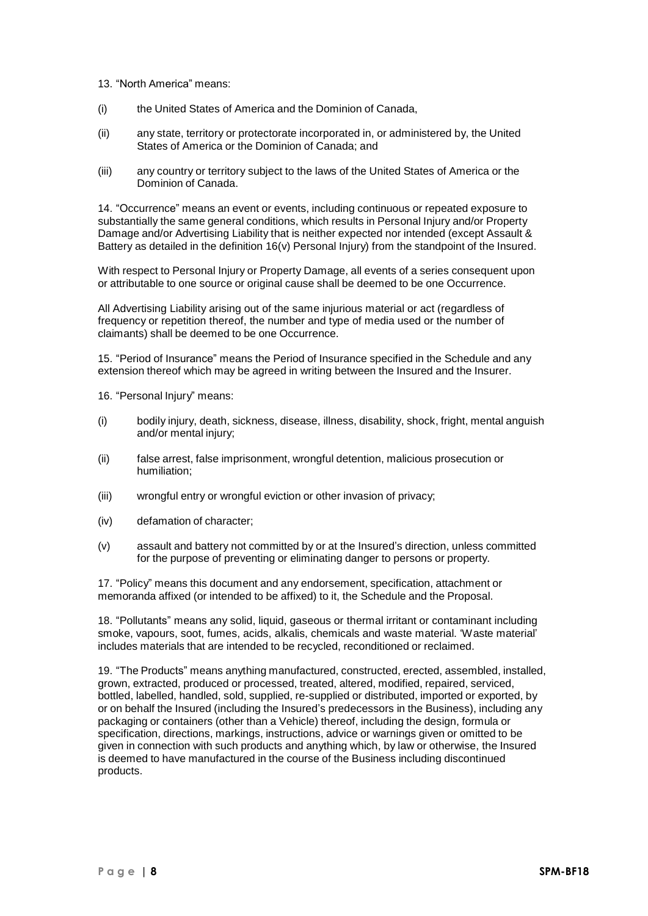13. "North America" means:

(i) the United States of America and the Dominion of Canada,

(ii) any state, territory or protectorate incorporated in, or administered by, the United States of America or the Dominion of Canada; and

(iii) any country or territory subject to the laws of the United States of America or the Dominion of Canada.

14. "Occurrence" means an event or events, including continuous or repeated exposure to substantially the same general conditions, which results in Personal Injury and/or Property Damage and/or Advertising Liability that is neither expected nor intended (except Assault & Battery as detailed in the definition 16(v) Personal Injury) from the standpoint of the Insured.

With respect to Personal Injury or Property Damage, all events of a series consequent upon or attributable to one source or original cause shall be deemed to be one Occurrence.

All Advertising Liability arising out of the same injurious material or act (regardless of frequency or repetition thereof, the number and type of media used or the number of claimants) shall be deemed to be one Occurrence.

15. "Period of Insurance" means the Period of Insurance specified in the Schedule and any extension thereof which may be agreed in writing between the Insured and the Insurer.

16. "Personal Injury" means:

(i) bodily injury, death, sickness, disease, illness, disability, shock, fright, mental anguish and/or mental injury;

(ii) false arrest, false imprisonment, wrongful detention, malicious prosecution or humiliation;

(iii) wrongful entry or wrongful eviction or other invasion of privacy;

(iv) defamation of character;

(v) assault and battery not committed by or at the Insured's direction, unless committed for the purpose of preventing or eliminating danger to persons or property.

17. "Policy" means this document and any endorsement, specification, attachment or memoranda affixed (or intended to be affixed) to it, the Schedule and the Proposal.

18. "Pollutants" means any solid, liquid, gaseous or thermal irritant or contaminant including smoke, vapours, soot, fumes, acids, alkalis, chemicals and waste material. 'Waste material' includes materials that are intended to be recycled, reconditioned or reclaimed.

19. "The Products" means anything manufactured, constructed, erected, assembled, installed, grown, extracted, produced or processed, treated, altered, modified, repaired, serviced, bottled, labelled, handled, sold, supplied, re-supplied or distributed, imported or exported, by or on behalf the Insured (including the Insured's predecessors in the Business), including any packaging or containers (other than a Vehicle) thereof, including the design, formula or specification, directions, markings, instructions, advice or warnings given or omitted to be given in connection with such products and anything which, by law or otherwise, the Insured is deemed to have manufactured in the course of the Business including discontinued products.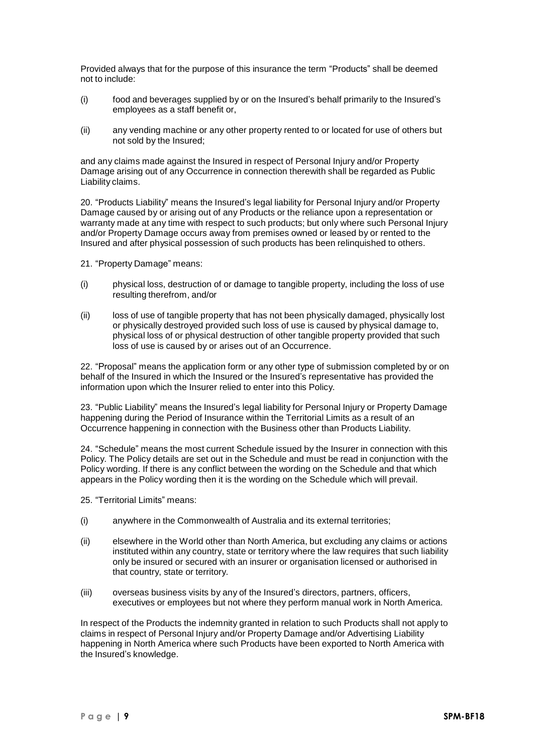Provided always that for the purpose of this insurance the term "Products" shall be deemed not to include:

(i) food and beverages supplied by or on the Insured's behalf primarily to the Insured's employees as a staff benefit or,

(ii) any vending machine or any other property rented to or located for use of others but not sold by the Insured;

and any claims made against the Insured in respect of Personal Injury and/or Property Damage arising out of any Occurrence in connection therewith shall be regarded as Public Liability claims.

20. "Products Liability" means the Insured's legal liability for Personal Injury and/or Property Damage caused by or arising out of any Products or the reliance upon a representation or warranty made at any time with respect to such products; but only where such Personal Injury and/or Property Damage occurs away from premises owned or leased by or rented to the Insured and after physical possession of such products has been relinquished to others.

21. "Property Damage" means:

(i) physical loss, destruction of or damage to tangible property, including the loss of use resulting therefrom, and/or

(ii) loss of use of tangible property that has not been physically damaged, physically lost or physically destroyed provided such loss of use is caused by physical damage to, physical loss of or physical destruction of other tangible property provided that such loss of use is caused by or arises out of an Occurrence.

22. "Proposal" means the application form or any other type of submission completed by or on behalf of the Insured in which the Insured or the Insured's representative has provided the information upon which the Insurer relied to enter into this Policy.

23. "Public Liability" means the Insured's legal liability for Personal Injury or Property Damage happening during the Period of Insurance within the Territorial Limits as a result of an Occurrence happening in connection with the Business other than Products Liability.

24. "Schedule" means the most current Schedule issued by the Insurer in connection with this Policy. The Policy details are set out in the Schedule and must be read in conjunction with the Policy wording. If there is any conflict between the wording on the Schedule and that which appears in the Policy wording then it is the wording on the Schedule which will prevail.

25. "Territorial Limits" means:

(i) anywhere in the Commonwealth of Australia and its external territories;

(ii) elsewhere in the World other than North America, but excluding any claims or actions instituted within any country, state or territory where the law requires that such liability only be insured or secured with an insurer or organisation licensed or authorised in that country, state or territory.

(iii) overseas business visits by any of the Insured's directors, partners, officers, executives or employees but not where they perform manual work in North America.

In respect of the Products the indemnity granted in relation to such Products shall not apply to claims in respect of Personal Injury and/or Property Damage and/or Advertising Liability happening in North America where such Products have been exported to North America with the Insured's knowledge.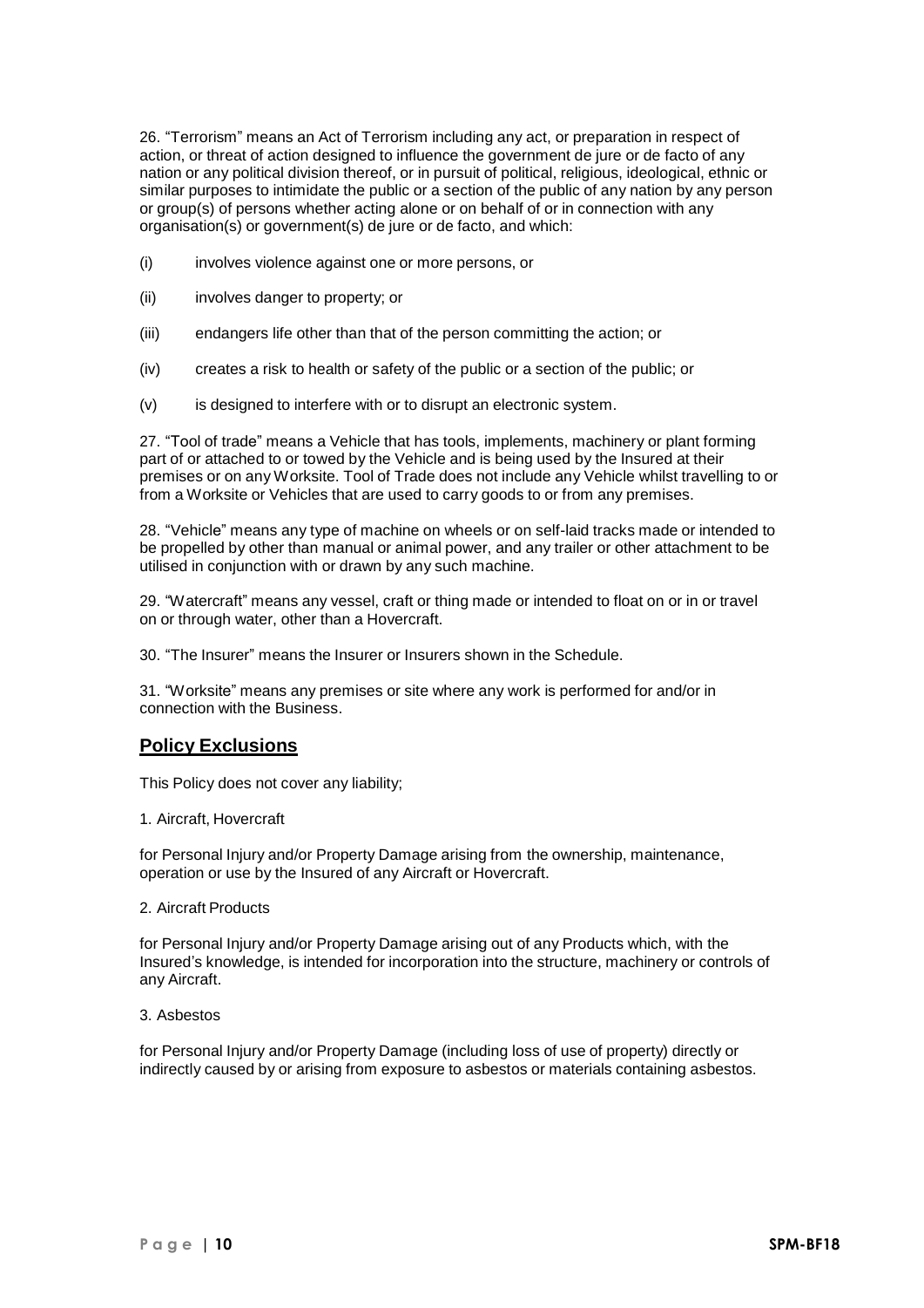26. “Terrorism” means an Act of Terrorism including any act, or preparation in respect of action, or threat of action designed to influence the government de jure or de facto of any nation or any political division thereof, or in pursuit of political, religious, ideological, ethnic or similar purposes to intimidate the public or a section of the public of any nation by any person or group(s) of persons whether acting alone or on behalf of or in connection with any organisation(s) or government(s) de jure or de facto, and which:

(i) involves violence against one or more persons, or

(ii) involves danger to property; or

(iii) endangers life other than that of the person committing the action; or

(iv) creates a risk to health or safety of the public or a section of the public; or

(v) is designed to interfere with or to disrupt an electronic system.

27. “Tool of trade” means a Vehicle that has tools, implements, machinery or plant forming part of or attached to or towed by the Vehicle and is being used by the Insured at their premises or on any Worksite. Tool of Trade does not include any Vehicle whilst travelling to or from a Worksite or Vehicles that are used to carry goods to or from any premises.

28. “Vehicle” means any type of machine on wheels or on self-laid tracks made or intended to be propelled by other than manual or animal power, and any trailer or other attachment to be utilised in conjunction with or drawn by any such machine.

29. “Watercraft” means any vessel, craft or thing made or intended to float on or in or travel on or through water, other than a Hovercraft.

30. “The Insurer” means the Insurer or Insurers shown in the Schedule.

31. “Worksite” means any premises or site where any work is performed for and/or in connection with the Business.

## Policy Exclusions

This Policy does not cover any liability;

1. Aircraft, Hovercraft

for Personal Injury and/or Property Damage arising from the ownership, maintenance, operation or use by the Insured of any Aircraft or Hovercraft.

2. Aircraft Products

for Personal Injury and/or Property Damage arising out of any Products which, with the Insured’s knowledge, is intended for incorporation into the structure, machinery or controls of any Aircraft.

3. Asbestos

for Personal Injury and/or Property Damage (including loss of use of property) directly or indirectly caused by or arising from exposure to asbestos or materials containing asbestos.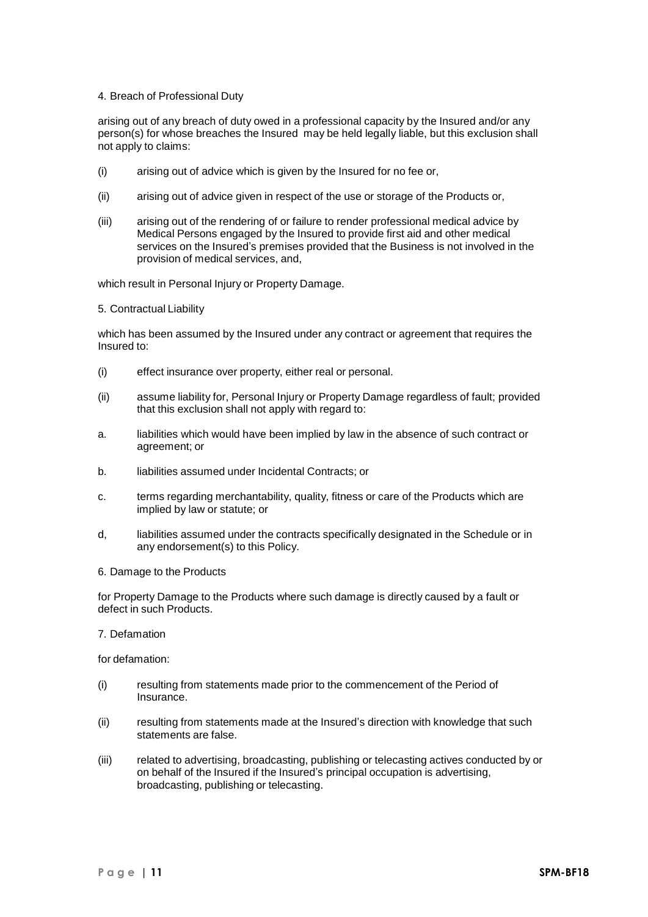4. Breach of Professional Duty

arising out of any breach of duty owed in a professional capacity by the Insured and/or any person(s) for whose breaches the Insured may be held legally liable, but this exclusion shall not apply to claims:

(i) arising out of advice which is given by the Insured for no fee or,

(ii) arising out of advice given in respect of the use or storage of the Products or,

(iii) arising out of the rendering of or failure to render professional medical advice by Medical Persons engaged by the Insured to provide first aid and other medical services on the Insured's premises provided that the Business is not involved in the provision of medical services, and,

which result in Personal Injury or Property Damage.

5. Contractual Liability

which has been assumed by the Insured under any contract or agreement that requires the Insured to:

(i) effect insurance over property, either real or personal.

(ii) assume liability for, Personal Injury or Property Damage regardless of fault; provided that this exclusion shall not apply with regard to:

a. liabilities which would have been implied by law in the absence of such contract or agreement; or

b. liabilities assumed under Incidental Contracts; or

c. terms regarding merchantability, quality, fitness or care of the Products which are implied by law or statute; or

d, liabilities assumed under the contracts specifically designated in the Schedule or in any endorsement(s) to this Policy.

6. Damage to the Products

for Property Damage to the Products where such damage is directly caused by a fault or defect in such Products.

7. Defamation

for defamation:

(i) resulting from statements made prior to the commencement of the Period of Insurance.

(ii) resulting from statements made at the Insured's direction with knowledge that such statements are false.

(iii) related to advertising, broadcasting, publishing or telecasting actives conducted by or on behalf of the Insured if the Insured's principal occupation is advertising, broadcasting, publishing or telecasting.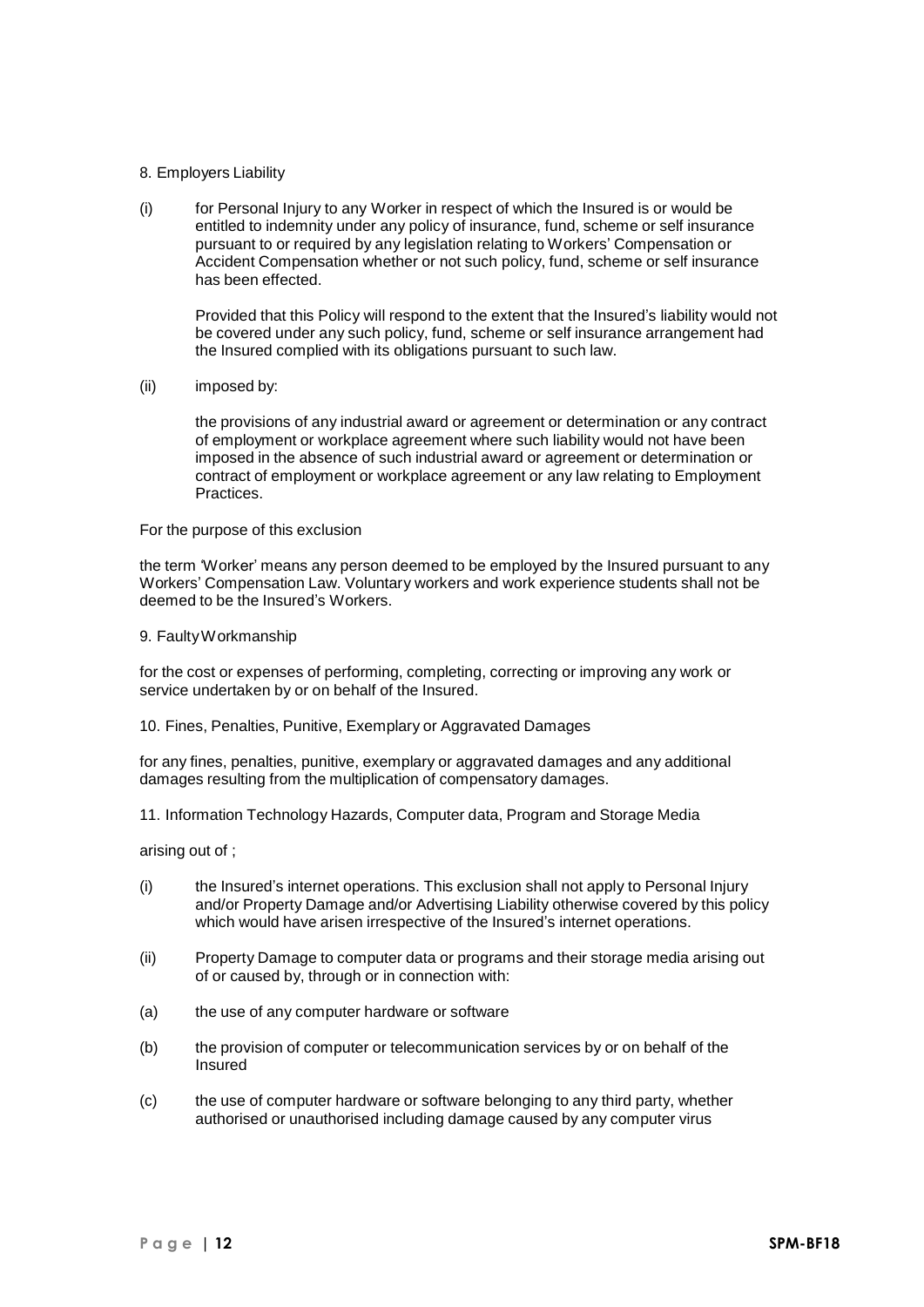8. Employers Liability

(i) for Personal Injury to any Worker in respect of which the Insured is or would be entitled to indemnity under any policy of insurance, fund, scheme or self insurance pursuant to or required by any legislation relating to Workers' Compensation or Accident Compensation whether or not such policy, fund, scheme or self insurance has been effected.

Provided that this Policy will respond to the extent that the Insured's liability would not be covered under any such policy, fund, scheme or self insurance arrangement had the Insured complied with its obligations pursuant to such law.

(ii) imposed by:

the provisions of any industrial award or agreement or determination or any contract of employment or workplace agreement where such liability would not have been imposed in the absence of such industrial award or agreement or determination or contract of employment or workplace agreement or any law relating to Employment Practices.

For the purpose of this exclusion

the term 'Worker' means any person deemed to be employed by the Insured pursuant to any Workers' Compensation Law. Voluntary workers and work experience students shall not be deemed to be the Insured's Workers.

9. Faulty Workmanship

for the cost or expenses of performing, completing, correcting or improving any work or service undertaken by or on behalf of the Insured.

10. Fines, Penalties, Punitive, Exemplary or Aggravated Damages

for any fines, penalties, punitive, exemplary or aggravated damages and any additional damages resulting from the multiplication of compensatory damages.

11. Information Technology Hazards, Computer data, Program and Storage Media

arising out of ;

(i) the Insured's internet operations. This exclusion shall not apply to Personal Injury and/or Property Damage and/or Advertising Liability otherwise covered by this policy which would have arisen irrespective of the Insured's internet operations.

(ii) Property Damage to computer data or programs and their storage media arising out of or caused by, through or in connection with:

(a) the use of any computer hardware or software

(b) the provision of computer or telecommunication services by or on behalf of the Insured

(c) the use of computer hardware or software belonging to any third party, whether authorised or unauthorised including damage caused by any computer virus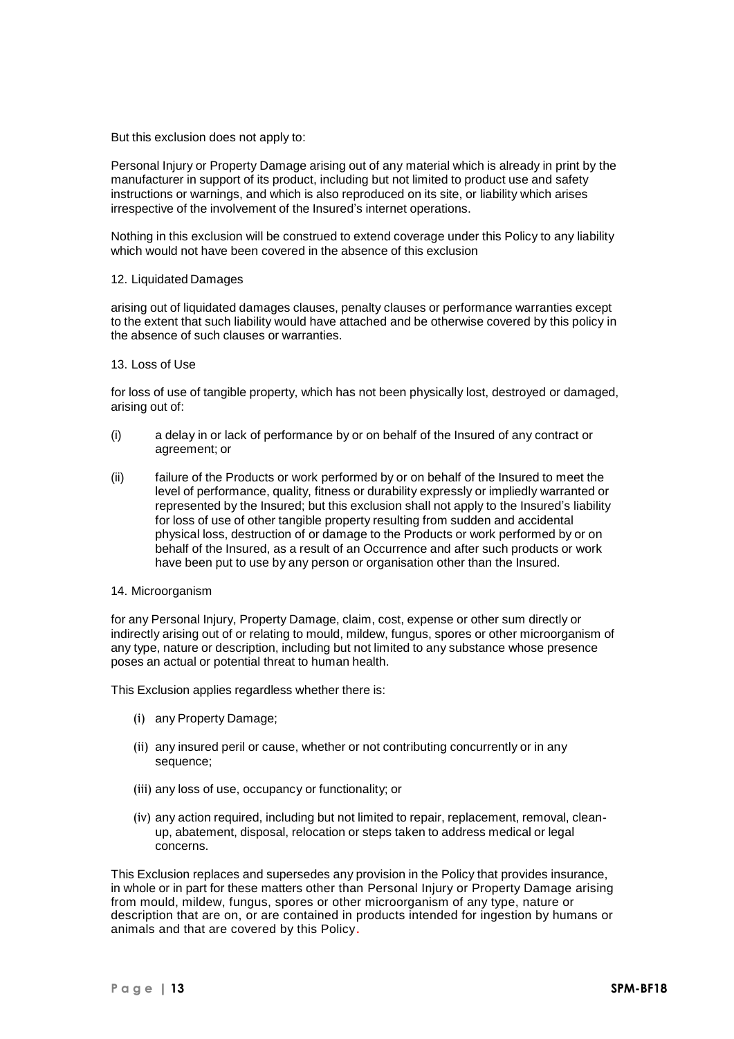But this exclusion does not apply to:

Personal Injury or Property Damage arising out of any material which is already in print by the manufacturer in support of its product, including but not limited to product use and safety instructions or warnings, and which is also reproduced on its site, or liability which arises irrespective of the involvement of the Insured's internet operations.

Nothing in this exclusion will be construed to extend coverage under this Policy to any liability which would not have been covered in the absence of this exclusion

12. Liquidated Damages

arising out of liquidated damages clauses, penalty clauses or performance warranties except to the extent that such liability would have attached and be otherwise covered by this policy in the absence of such clauses or warranties.

13. Loss of Use

for loss of use of tangible property, which has not been physically lost, destroyed or damaged, arising out of:

(i) a delay in or lack of performance by or on behalf of the Insured of any contract or agreement; or

(ii) failure of the Products or work performed by or on behalf of the Insured to meet the level of performance, quality, fitness or durability expressly or impliedly warranted or represented by the Insured; but this exclusion shall not apply to the Insured's liability for loss of use of other tangible property resulting from sudden and accidental physical loss, destruction of or damage to the Products or work performed by or on behalf of the Insured, as a result of an Occurrence and after such products or work have been put to use by any person or organisation other than the Insured.

14. Microorganism

for any Personal Injury, Property Damage, claim, cost, expense or other sum directly or indirectly arising out of or relating to mould, mildew, fungus, spores or other microorganism of any type, nature or description, including but not limited to any substance whose presence poses an actual or potential threat to human health.

This Exclusion applies regardless whether there is:

(i) any Property Damage;

(ii) any insured peril or cause, whether or not contributing concurrently or in any sequence;

(iii) any loss of use, occupancy or functionality; or

(iv) any action required, including but not limited to repair, replacement, removal, clean-up, abatement, disposal, relocation or steps taken to address medical or legal concerns.

This Exclusion replaces and supersedes any provision in the Policy that provides insurance, in whole or in part for these matters other than Personal Injury or Property Damage arising from mould, mildew, fungus, spores or other microorganism of any type, nature or description that are on, or are contained in products intended for ingestion by humans or animals and that are covered by this Policy.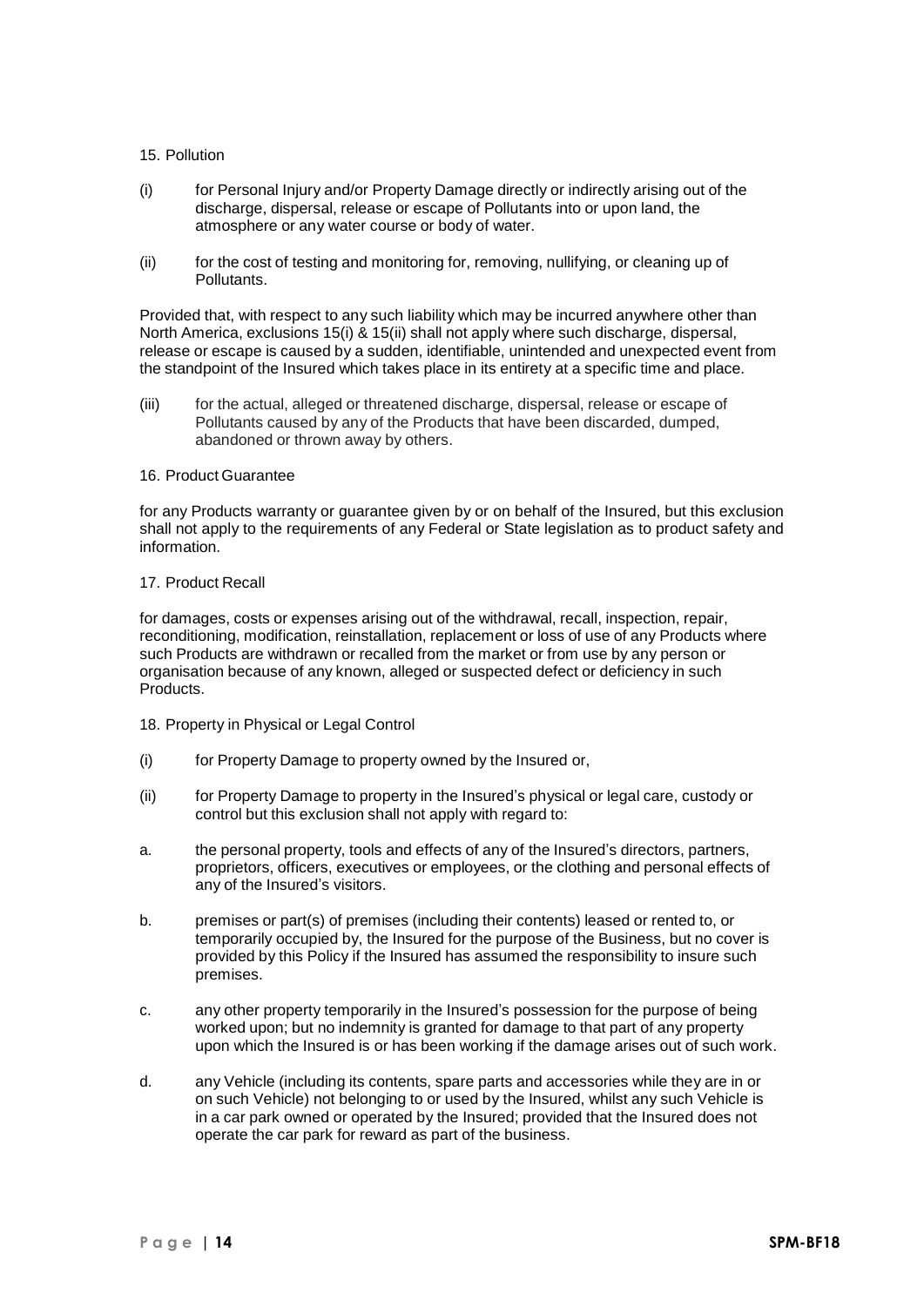15. Pollution

(i) for Personal Injury and/or Property Damage directly or indirectly arising out of the discharge, dispersal, release or escape of Pollutants into or upon land, the atmosphere or any water course or body of water.

(ii) for the cost of testing and monitoring for, removing, nullifying, or cleaning up of Pollutants.

Provided that, with respect to any such liability which may be incurred anywhere other than North America, exclusions 15(i) & 15(ii) shall not apply where such discharge, dispersal, release or escape is caused by a sudden, identifiable, unintended and unexpected event from the standpoint of the Insured which takes place in its entirety at a specific time and place.

(iii) for the actual, alleged or threatened discharge, dispersal, release or escape of Pollutants caused by any of the Products that have been discarded, dumped, abandoned or thrown away by others.

16. Product Guarantee

for any Products warranty or guarantee given by or on behalf of the Insured, but this exclusion shall not apply to the requirements of any Federal or State legislation as to product safety and information.

17. Product Recall

for damages, costs or expenses arising out of the withdrawal, recall, inspection, repair, reconditioning, modification, reinstallation, replacement or loss of use of any Products where such Products are withdrawn or recalled from the market or from use by any person or organisation because of any known, alleged or suspected defect or deficiency in such Products.

18. Property in Physical or Legal Control

(i) for Property Damage to property owned by the Insured or,

(ii) for Property Damage to property in the Insured's physical or legal care, custody or control but this exclusion shall not apply with regard to:

a. the personal property, tools and effects of any of the Insured's directors, partners, proprietors, officers, executives or employees, or the clothing and personal effects of any of the Insured's visitors.

b. premises or part(s) of premises (including their contents) leased or rented to, or temporarily occupied by, the Insured for the purpose of the Business, but no cover is provided by this Policy if the Insured has assumed the responsibility to insure such premises.

c. any other property temporarily in the Insured's possession for the purpose of being worked upon; but no indemnity is granted for damage to that part of any property upon which the Insured is or has been working if the damage arises out of such work.

d. any Vehicle (including its contents, spare parts and accessories while they are in or on such Vehicle) not belonging to or used by the Insured, whilst any such Vehicle is in a car park owned or operated by the Insured; provided that the Insured does not operate the car park for reward as part of the business.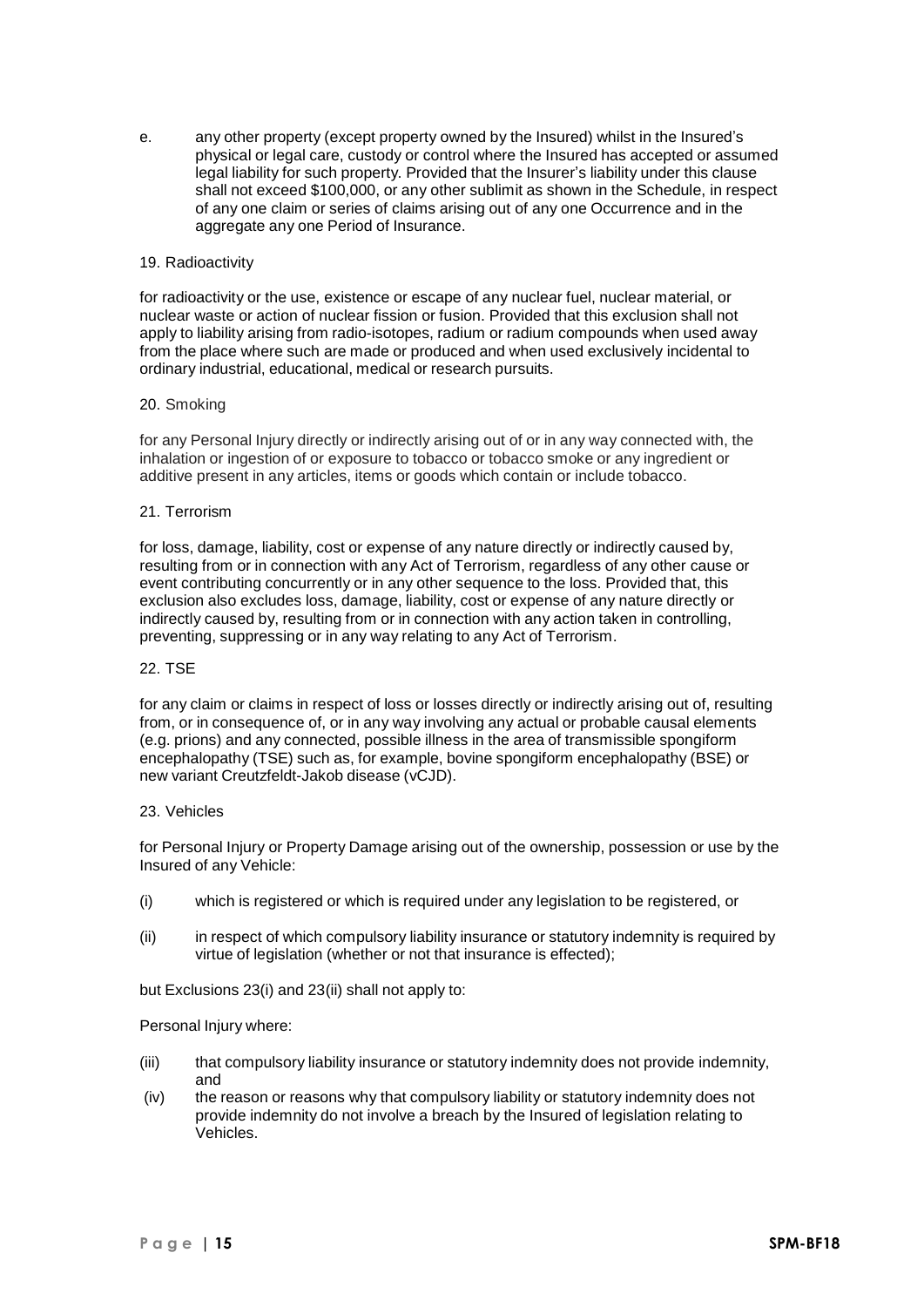e. any other property (except property owned by the Insured) whilst in the Insured's physical or legal care, custody or control where the Insured has accepted or assumed legal liability for such property. Provided that the Insurer's liability under this clause shall not exceed $100,000, or any other sublimit as shown in the Schedule, in respect of any one claim or series of claims arising out of any one Occurrence and in the aggregate any one Period of Insurance.

19. Radioactivity

for radioactivity or the use, existence or escape of any nuclear fuel, nuclear material, or nuclear waste or action of nuclear fission or fusion. Provided that this exclusion shall not apply to liability arising from radio-isotopes, radium or radium compounds when used away from the place where such are made or produced and when used exclusively incidental to ordinary industrial, educational, medical or research pursuits.

20. Smoking

for any Personal Injury directly or indirectly arising out of or in any way connected with, the inhalation or ingestion of or exposure to tobacco or tobacco smoke or any ingredient or additive present in any articles, items or goods which contain or include tobacco.

21. Terrorism

for loss, damage, liability, cost or expense of any nature directly or indirectly caused by, resulting from or in connection with any Act of Terrorism, regardless of any other cause or event contributing concurrently or in any other sequence to the loss. Provided that, this exclusion also excludes loss, damage, liability, cost or expense of any nature directly or indirectly caused by, resulting from or in connection with any action taken in controlling, preventing, suppressing or in any way relating to any Act of Terrorism.

22. TSE

for any claim or claims in respect of loss or losses directly or indirectly arising out of, resulting from, or in consequence of, or in any way involving any actual or probable causal elements (e.g. prions) and any connected, possible illness in the area of transmissible spongiform encephalopathy (TSE) such as, for example, bovine spongiform encephalopathy (BSE) or new variant Creutzfeldt-Jakob disease (vCJD).

23. Vehicles

for Personal Injury or Property Damage arising out of the ownership, possession or use by the Insured of any Vehicle:

(i) which is registered or which is required under any legislation to be registered, or

(ii) in respect of which compulsory liability insurance or statutory indemnity is required by virtue of legislation (whether or not that insurance is effected);

but Exclusions 23(i) and 23(ii) shall not apply to:

Personal Injury where:

(iii) that compulsory liability insurance or statutory indemnity does not provide indemnity, and

(iv) the reason or reasons why that compulsory liability or statutory indemnity does not provide indemnity do not involve a breach by the Insured of legislation relating to Vehicles.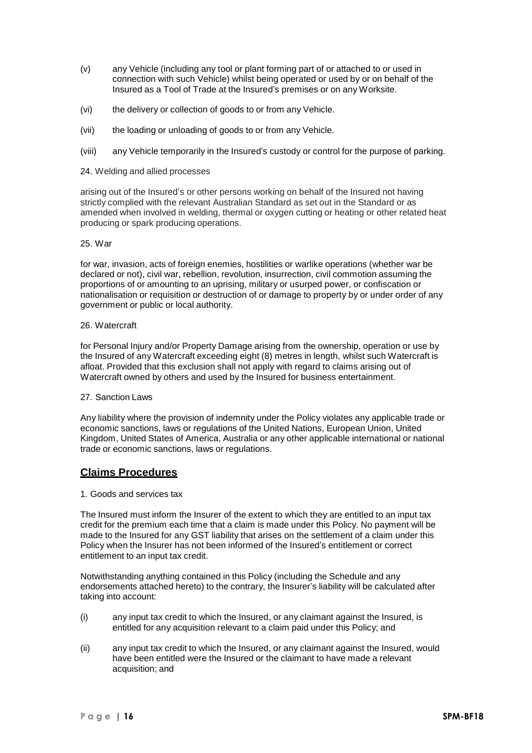(v) any Vehicle (including any tool or plant forming part of or attached to or used in connection with such Vehicle) whilst being operated or used by or on behalf of the Insured as a Tool of Trade at the Insured's premises or on any Worksite.

(vi) the delivery or collection of goods to or from any Vehicle.

(vii) the loading or unloading of goods to or from any Vehicle.

(viii) any Vehicle temporarily in the Insured's custody or control for the purpose of parking.

24. Welding and allied processes

arising out of the Insured's or other persons working on behalf of the Insured not having strictly complied with the relevant Australian Standard as set out in the Standard or as amended when involved in welding, thermal or oxygen cutting or heating or other related heat producing or spark producing operations.

25. War

for war, invasion, acts of foreign enemies, hostilities or warlike operations (whether war be declared or not), civil war, rebellion, revolution, insurrection, civil commotion assuming the proportions of or amounting to an uprising, military or usurped power, or confiscation or nationalisation or requisition or destruction of or damage to property by or under order of any government or public or local authority.

26. Watercraft

for Personal Injury and/or Property Damage arising from the ownership, operation or use by the Insured of any Watercraft exceeding eight (8) metres in length, whilst such Watercraft is afloat. Provided that this exclusion shall not apply with regard to claims arising out of Watercraft owned by others and used by the Insured for business entertainment.

27. Sanction Laws

Any liability where the provision of indemnity under the Policy violates any applicable trade or economic sanctions, laws or regulations of the United Nations, European Union, United Kingdom, United States of America, Australia or any other applicable international or national trade or economic sanctions, laws or regulations.

## Claims Procedures

1. Goods and services tax

The Insured must inform the Insurer of the extent to which they are entitled to an input tax credit for the premium each time that a claim is made under this Policy. No payment will be made to the Insured for any GST liability that arises on the settlement of a claim under this Policy when the Insurer has not been informed of the Insured's entitlement or correct entitlement to an input tax credit.

Notwithstanding anything contained in this Policy (including the Schedule and any endorsements attached hereto) to the contrary, the Insurer's liability will be calculated after taking into account:

(i) any input tax credit to which the Insured, or any claimant against the Insured, is entitled for any acquisition relevant to a claim paid under this Policy; and

(ii) any input tax credit to which the Insured, or any claimant against the Insured, would have been entitled were the Insured or the claimant to have made a relevant acquisition; and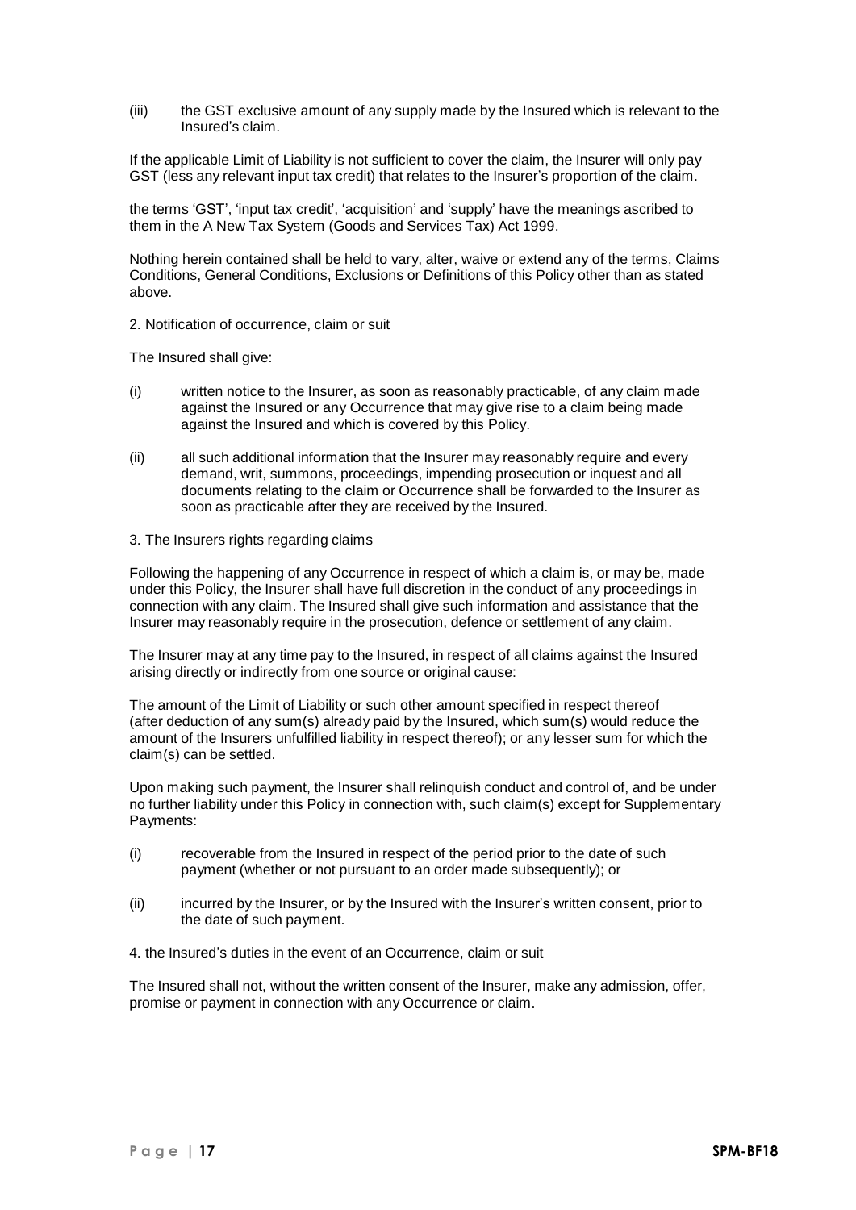(iii) the GST exclusive amount of any supply made by the Insured which is relevant to the Insured's claim.

If the applicable Limit of Liability is not sufficient to cover the claim, the Insurer will only pay GST (less any relevant input tax credit) that relates to the Insurer's proportion of the claim.

the terms 'GST', 'input tax credit', 'acquisition' and 'supply' have the meanings ascribed to them in the A New Tax System (Goods and Services Tax) Act 1999.

Nothing herein contained shall be held to vary, alter, waive or extend any of the terms, Claims Conditions, General Conditions, Exclusions or Definitions of this Policy other than as stated above.

2. Notification of occurrence, claim or suit

The Insured shall give:

(i) written notice to the Insurer, as soon as reasonably practicable, of any claim made against the Insured or any Occurrence that may give rise to a claim being made against the Insured and which is covered by this Policy.

(ii) all such additional information that the Insurer may reasonably require and every demand, writ, summons, proceedings, impending prosecution or inquest and all documents relating to the claim or Occurrence shall be forwarded to the Insurer as soon as practicable after they are received by the Insured.

3. The Insurers rights regarding claims

Following the happening of any Occurrence in respect of which a claim is, or may be, made under this Policy, the Insurer shall have full discretion in the conduct of any proceedings in connection with any claim. The Insured shall give such information and assistance that the Insurer may reasonably require in the prosecution, defence or settlement of any claim.

The Insurer may at any time pay to the Insured, in respect of all claims against the Insured arising directly or indirectly from one source or original cause:

The amount of the Limit of Liability or such other amount specified in respect thereof (after deduction of any sum(s) already paid by the Insured, which sum(s) would reduce the amount of the Insurers unfulfilled liability in respect thereof); or any lesser sum for which the claim(s) can be settled.

Upon making such payment, the Insurer shall relinquish conduct and control of, and be under no further liability under this Policy in connection with, such claim(s) except for Supplementary Payments:

(i) recoverable from the Insured in respect of the period prior to the date of such payment (whether or not pursuant to an order made subsequently); or

(ii) incurred by the Insurer, or by the Insured with the Insurer's written consent, prior to the date of such payment.

4. the Insured's duties in the event of an Occurrence, claim or suit

The Insured shall not, without the written consent of the Insurer, make any admission, offer, promise or payment in connection with any Occurrence or claim.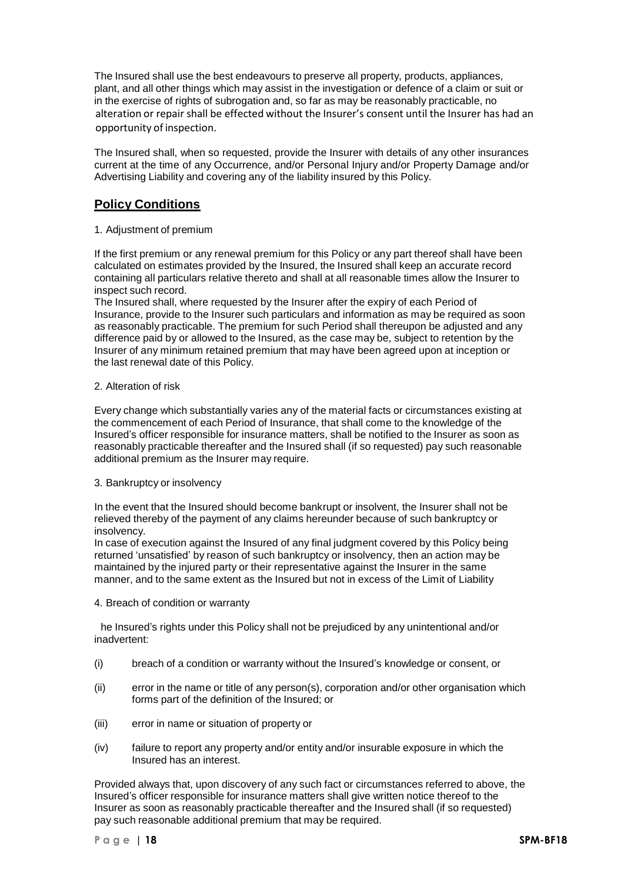The Insured shall use the best endeavours to preserve all property, products, appliances, plant, and all other things which may assist in the investigation or defence of a claim or suit or in the exercise of rights of subrogation and, so far as may be reasonably practicable, no alteration or repair shall be effected without the Insurer's consent until the Insurer has had an opportunity of inspection.

The Insured shall, when so requested, provide the Insurer with details of any other insurances current at the time of any Occurrence, and/or Personal Injury and/or Property Damage and/or Advertising Liability and covering any of the liability insured by this Policy.

## Policy Conditions

1. Adjustment of premium

If the first premium or any renewal premium for this Policy or any part thereof shall have been calculated on estimates provided by the Insured, the Insured shall keep an accurate record containing all particulars relative thereto and shall at all reasonable times allow the Insurer to inspect such record.
The Insured shall, where requested by the Insurer after the expiry of each Period of Insurance, provide to the Insurer such particulars and information as may be required as soon as reasonably practicable. The premium for such Period shall thereupon be adjusted and any difference paid by or allowed to the Insured, as the case may be, subject to retention by the Insurer of any minimum retained premium that may have been agreed upon at inception or the last renewal date of this Policy.

2. Alteration of risk

Every change which substantially varies any of the material facts or circumstances existing at the commencement of each Period of Insurance, that shall come to the knowledge of the Insured's officer responsible for insurance matters, shall be notified to the Insurer as soon as reasonably practicable thereafter and the Insured shall (if so requested) pay such reasonable additional premium as the Insurer may require.

3. Bankruptcy or insolvency

In the event that the Insured should become bankrupt or insolvent, the Insurer shall not be relieved thereby of the payment of any claims hereunder because of such bankruptcy or insolvency.
In case of execution against the Insured of any final judgment covered by this Policy being returned 'unsatisfied' by reason of such bankruptcy or insolvency, then an action may be maintained by the injured party or their representative against the Insurer in the same manner, and to the same extent as the Insured but not in excess of the Limit of Liability

4. Breach of condition or warranty

he Insured's rights under this Policy shall not be prejudiced by any unintentional and/or inadvertent:

(i) breach of a condition or warranty without the Insured's knowledge or consent, or

(ii) error in the name or title of any person(s), corporation and/or other organisation which forms part of the definition of the Insured; or

(iii) error in name or situation of property or

(iv) failure to report any property and/or entity and/or insurable exposure in which the Insured has an interest.

Provided always that, upon discovery of any such fact or circumstances referred to above, the Insured's officer responsible for insurance matters shall give written notice thereof to the Insurer as soon as reasonably practicable thereafter and the Insured shall (if so requested) pay such reasonable additional premium that may be required.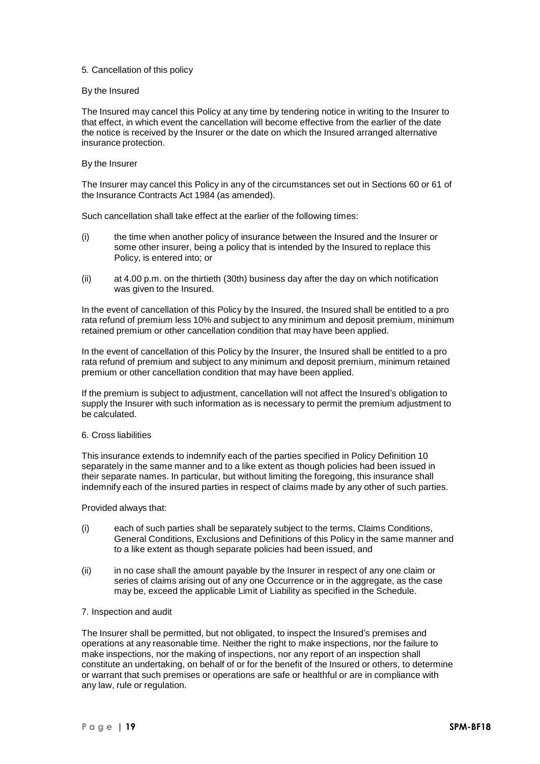### 5. Cancellation of this policy

By the Insured

The Insured may cancel this Policy at any time by tendering notice in writing to the Insurer to that effect, in which event the cancellation will become effective from the earlier of the date the notice is received by the Insurer or the date on which the Insured arranged alternative insurance protection.

By the Insurer

The Insurer may cancel this Policy in any of the circumstances set out in Sections 60 or 61 of the Insurance Contracts Act 1984 (as amended).

Such cancellation shall take effect at the earlier of the following times:

(i) the time when another policy of insurance between the Insured and the Insurer or some other insurer, being a policy that is intended by the Insured to replace this Policy, is entered into; or

(ii) at 4.00 p.m. on the thirtieth (30th) business day after the day on which notification was given to the Insured.

In the event of cancellation of this Policy by the Insured, the Insured shall be entitled to a pro rata refund of premium less 10% and subject to any minimum and deposit premium, minimum retained premium or other cancellation condition that may have been applied.

In the event of cancellation of this Policy by the Insurer, the Insured shall be entitled to a pro rata refund of premium and subject to any minimum and deposit premium, minimum retained premium or other cancellation condition that may have been applied.

If the premium is subject to adjustment, cancellation will not affect the Insured's obligation to supply the Insurer with such information as is necessary to permit the premium adjustment to be calculated.

### 6. Cross liabilities

This insurance extends to indemnify each of the parties specified in Policy Definition 10 separately in the same manner and to a like extent as though policies had been issued in their separate names. In particular, but without limiting the foregoing, this insurance shall indemnify each of the insured parties in respect of claims made by any other of such parties.

Provided always that:

(i) each of such parties shall be separately subject to the terms, Claims Conditions, General Conditions, Exclusions and Definitions of this Policy in the same manner and to a like extent as though separate policies had been issued, and

(ii) in no case shall the amount payable by the Insurer in respect of any one claim or series of claims arising out of any one Occurrence or in the aggregate, as the case may be, exceed the applicable Limit of Liability as specified in the Schedule.

### 7. Inspection and audit

The Insurer shall be permitted, but not obligated, to inspect the Insured's premises and operations at any reasonable time. Neither the right to make inspections, nor the failure to make inspections, nor the making of inspections, nor any report of an inspection shall constitute an undertaking, on behalf of or for the benefit of the Insured or others, to determine or warrant that such premises or operations are safe or healthful or are in compliance with any law, rule or regulation.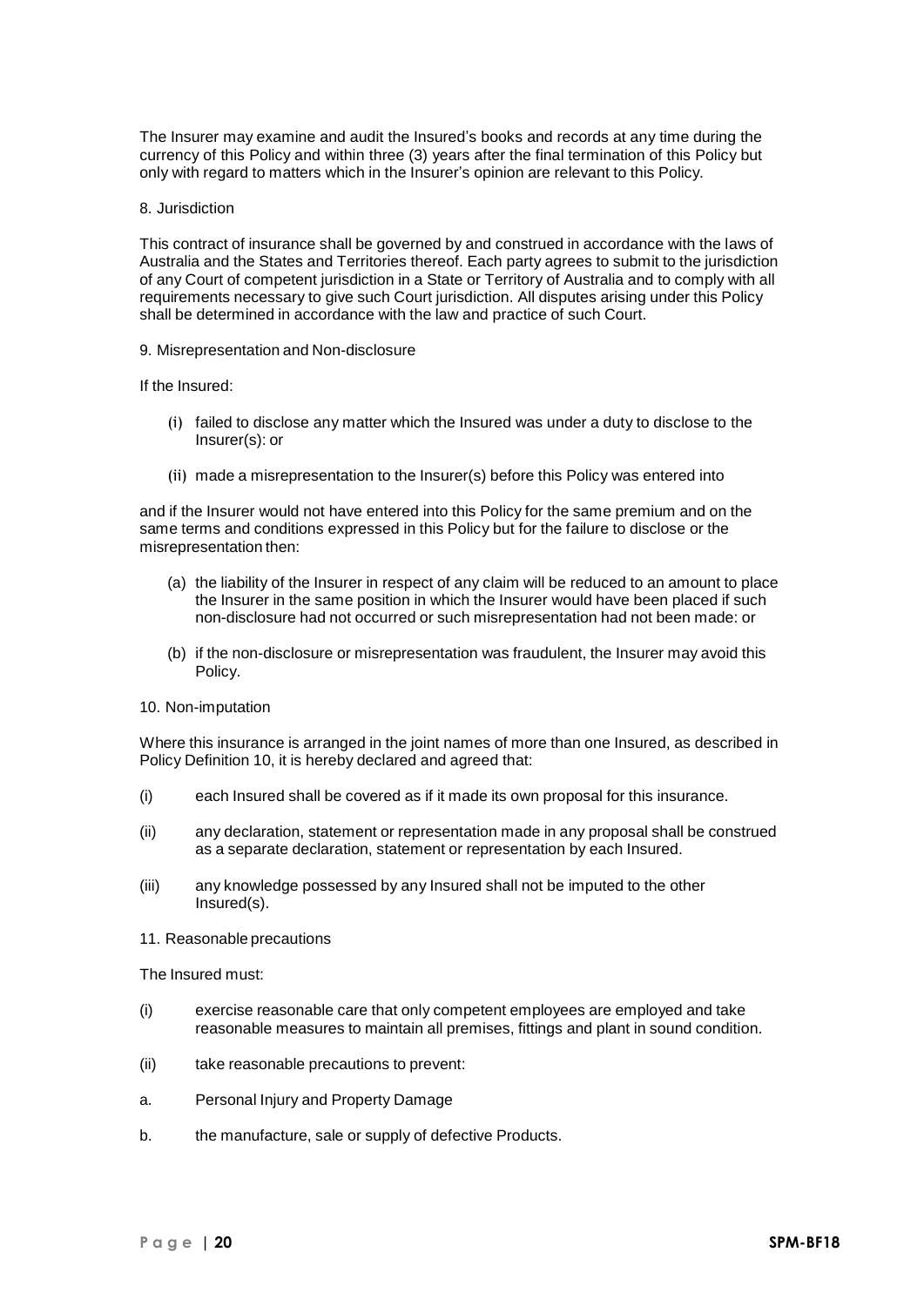The Insurer may examine and audit the Insured's books and records at any time during the currency of this Policy and within three (3) years after the final termination of this Policy but only with regard to matters which in the Insurer's opinion are relevant to this Policy.

8. Jurisdiction

This contract of insurance shall be governed by and construed in accordance with the laws of Australia and the States and Territories thereof. Each party agrees to submit to the jurisdiction of any Court of competent jurisdiction in a State or Territory of Australia and to comply with all requirements necessary to give such Court jurisdiction. All disputes arising under this Policy shall be determined in accordance with the law and practice of such Court.

9. Misrepresentation and Non-disclosure

If the Insured:

(i) failed to disclose any matter which the Insured was under a duty to disclose to the Insurer(s): or

(ii) made a misrepresentation to the Insurer(s) before this Policy was entered into

and if the Insurer would not have entered into this Policy for the same premium and on the same terms and conditions expressed in this Policy but for the failure to disclose or the misrepresentation then:

(a) the liability of the Insurer in respect of any claim will be reduced to an amount to place the Insurer in the same position in which the Insurer would have been placed if such non-disclosure had not occurred or such misrepresentation had not been made: or

(b) if the non-disclosure or misrepresentation was fraudulent, the Insurer may avoid this Policy.

10. Non-imputation

Where this insurance is arranged in the joint names of more than one Insured, as described in Policy Definition 10, it is hereby declared and agreed that:

(i) each Insured shall be covered as if it made its own proposal for this insurance.

(ii) any declaration, statement or representation made in any proposal shall be construed as a separate declaration, statement or representation by each Insured.

(iii) any knowledge possessed by any Insured shall not be imputed to the other Insured(s).

11. Reasonable precautions

The Insured must:

(i) exercise reasonable care that only competent employees are employed and take reasonable measures to maintain all premises, fittings and plant in sound condition.

(ii) take reasonable precautions to prevent:

a. Personal Injury and Property Damage

b. the manufacture, sale or supply of defective Products.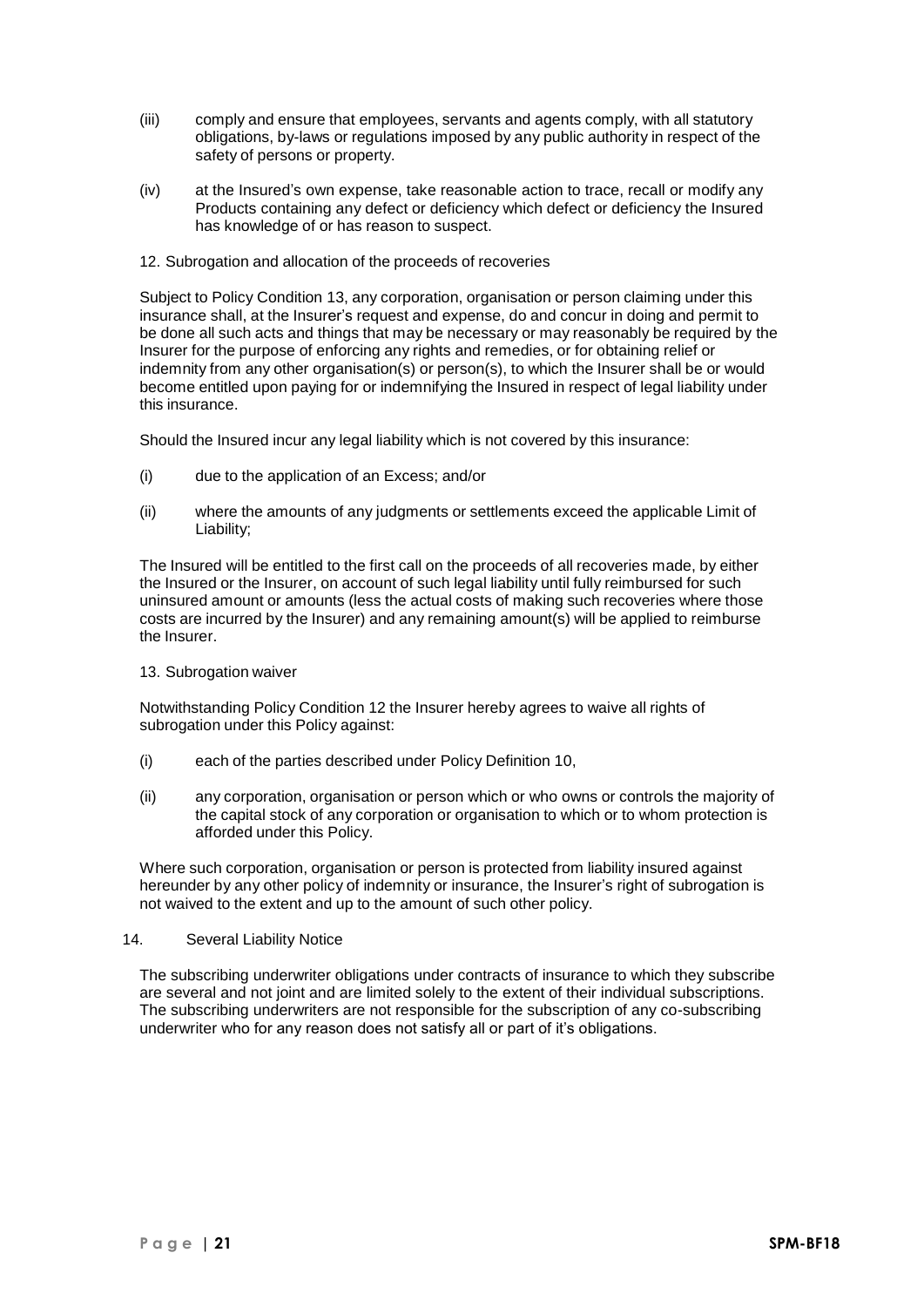(iii) comply and ensure that employees, servants and agents comply, with all statutory obligations, by-laws or regulations imposed by any public authority in respect of the safety of persons or property.

(iv) at the Insured's own expense, take reasonable action to trace, recall or modify any Products containing any defect or deficiency which defect or deficiency the Insured has knowledge of or has reason to suspect.

12. Subrogation and allocation of the proceeds of recoveries

Subject to Policy Condition 13, any corporation, organisation or person claiming under this insurance shall, at the Insurer's request and expense, do and concur in doing and permit to be done all such acts and things that may be necessary or may reasonably be required by the Insurer for the purpose of enforcing any rights and remedies, or for obtaining relief or indemnity from any other organisation(s) or person(s), to which the Insurer shall be or would become entitled upon paying for or indemnifying the Insured in respect of legal liability under this insurance.

Should the Insured incur any legal liability which is not covered by this insurance:

(i) due to the application of an Excess; and/or

(ii) where the amounts of any judgments or settlements exceed the applicable Limit of Liability;

The Insured will be entitled to the first call on the proceeds of all recoveries made, by either the Insured or the Insurer, on account of such legal liability until fully reimbursed for such uninsured amount or amounts (less the actual costs of making such recoveries where those costs are incurred by the Insurer) and any remaining amount(s) will be applied to reimburse the Insurer.

13. Subrogation waiver

Notwithstanding Policy Condition 12 the Insurer hereby agrees to waive all rights of subrogation under this Policy against:

(i) each of the parties described under Policy Definition 10,

(ii) any corporation, organisation or person which or who owns or controls the majority of the capital stock of any corporation or organisation to which or to whom protection is afforded under this Policy.

Where such corporation, organisation or person is protected from liability insured against hereunder by any other policy of indemnity or insurance, the Insurer's right of subrogation is not waived to the extent and up to the amount of such other policy.

14. Several Liability Notice

The subscribing underwriter obligations under contracts of insurance to which they subscribe are several and not joint and are limited solely to the extent of their individual subscriptions. The subscribing underwriters are not responsible for the subscription of any co-subscribing underwriter who for any reason does not satisfy all or part of it's obligations.